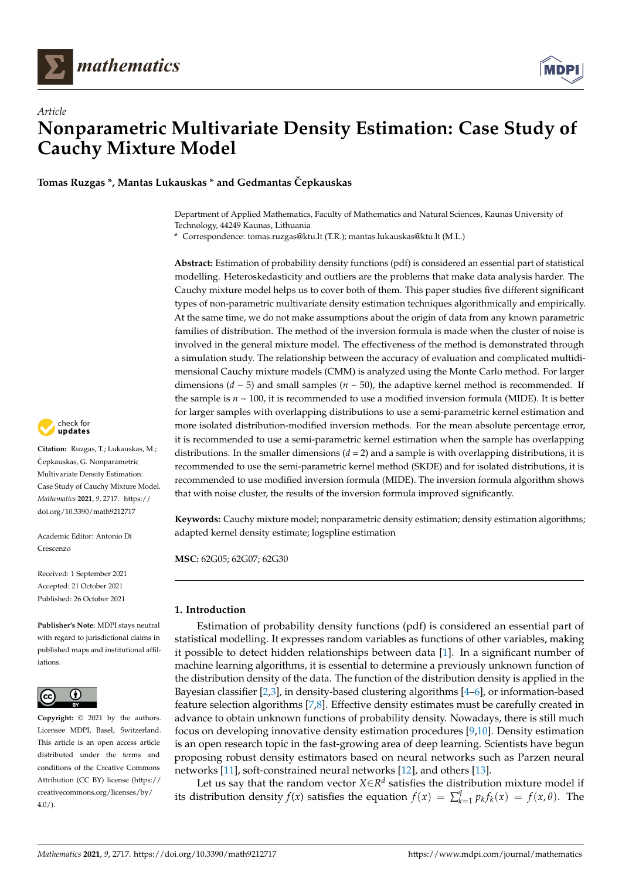*Article*

# Nonparametric Multivariate Density Estimation: Case Study of Cauchy Mixture Model

**Tomas Ruzgas \*, Mantas Lukauskas \* and Gedmantas Čepkauskas**

Department of Applied Mathematics, Faculty of Mathematics and Natural Sciences, Kaunas University of Technology, 44249 Kaunas, Lithuania

\* Correspondence: tomas.ruzgas@ktu.lt (T.R.); mantas.lukauskas@ktu.lt (M.L.)

**Abstract:** Estimation of probability density functions (pdf) is considered an essential part of statistical modelling. Heteroskedasticity and outliers are the problems that make data analysis harder. The Cauchy mixture model helps us to cover both of them. This paper studies five different significant types of non-parametric multivariate density estimation techniques algorithmically and empirically. At the same time, we do not make assumptions about the origin of data from any known parametric families of distribution. The method of the inversion formula is made when the cluster of noise is involved in the general mixture model. The effectiveness of the method is demonstrated through a simulation study. The relationship between the accuracy of evaluation and complicated multidimensional Cauchy mixture models (CMM) is analyzed using the Monte Carlo method. For larger dimensions ($d$ ~ 5) and small samples ($n$ ~ 50), the adaptive kernel method is recommended. If the sample is $n$ ~ 100, it is recommended to use a modified inversion formula (MIDE). It is better for larger samples with overlapping distributions to use a semi-parametric kernel estimation and more isolated distribution-modified inversion methods. For the mean absolute percentage error, it is recommended to use a semi-parametric kernel estimation when the sample has overlapping distributions. In the smaller dimensions ($d$ = 2) and a sample is with overlapping distributions, it is recommended to use the semi-parametric kernel method (SKDE) and for isolated distributions, it is recommended to use modified inversion formula (MIDE). The inversion formula algorithm shows that with noise cluster, the results of the inversion formula improved significantly.

**Keywords:** Cauchy mixture model; nonparametric density estimation; density estimation algorithms; adapted kernel density estimate; logspline estimation

**MSC:** 62G05; 62G07; 62G30

**Citation:** Ruzgas, T.; Lukauskas, M.; Čepkauskas, G. Nonparametric Multivariate Density Estimation: Case Study of Cauchy Mixture Model. *Mathematics* **2021**, *9*, 2717. https://doi.org/10.3390/math9212717

Academic Editor: Antonio Di Crescenzo

Received: 1 September 2021
Accepted: 21 October 2021
Published: 26 October 2021

**Publisher's Note:** MDPI stays neutral with regard to jurisdictional claims in published maps and institutional affiliations.

**Copyright:** © 2021 by the authors. Licensee MDPI, Basel, Switzerland. This article is an open access article distributed under the terms and conditions of the Creative Commons Attribution (CC BY) license (https://creativecommons.org/licenses/by/4.0/).

## 1. Introduction

Estimation of probability density functions (pdf) is considered an essential part of statistical modelling. It expresses random variables as functions of other variables, making it possible to detect hidden relationships between data [1]. In a significant number of machine learning algorithms, it is essential to determine a previously unknown function of the distribution density of the data. The function of the distribution density is applied in the Bayesian classifier [2,3], in density-based clustering algorithms [4–6], or information-based feature selection algorithms [7,8]. Effective density estimates must be carefully created in advance to obtain unknown functions of probability density. Nowadays, there is still much focus on developing innovative density estimation procedures [9,10]. Density estimation is an open research topic in the fast-growing area of deep learning. Scientists have begun proposing robust density estimators based on neural networks such as Parzen neural networks [11], soft-constrained neural networks [12], and others [13].

Let us say that the random vector $X \in R^d$ satisfies the distribution mixture model if its distribution density $f(x)$ satisfies the equation $f(x) = \sum_{k=1}^{q} p_k f_k(x) = f(x, \theta)$. The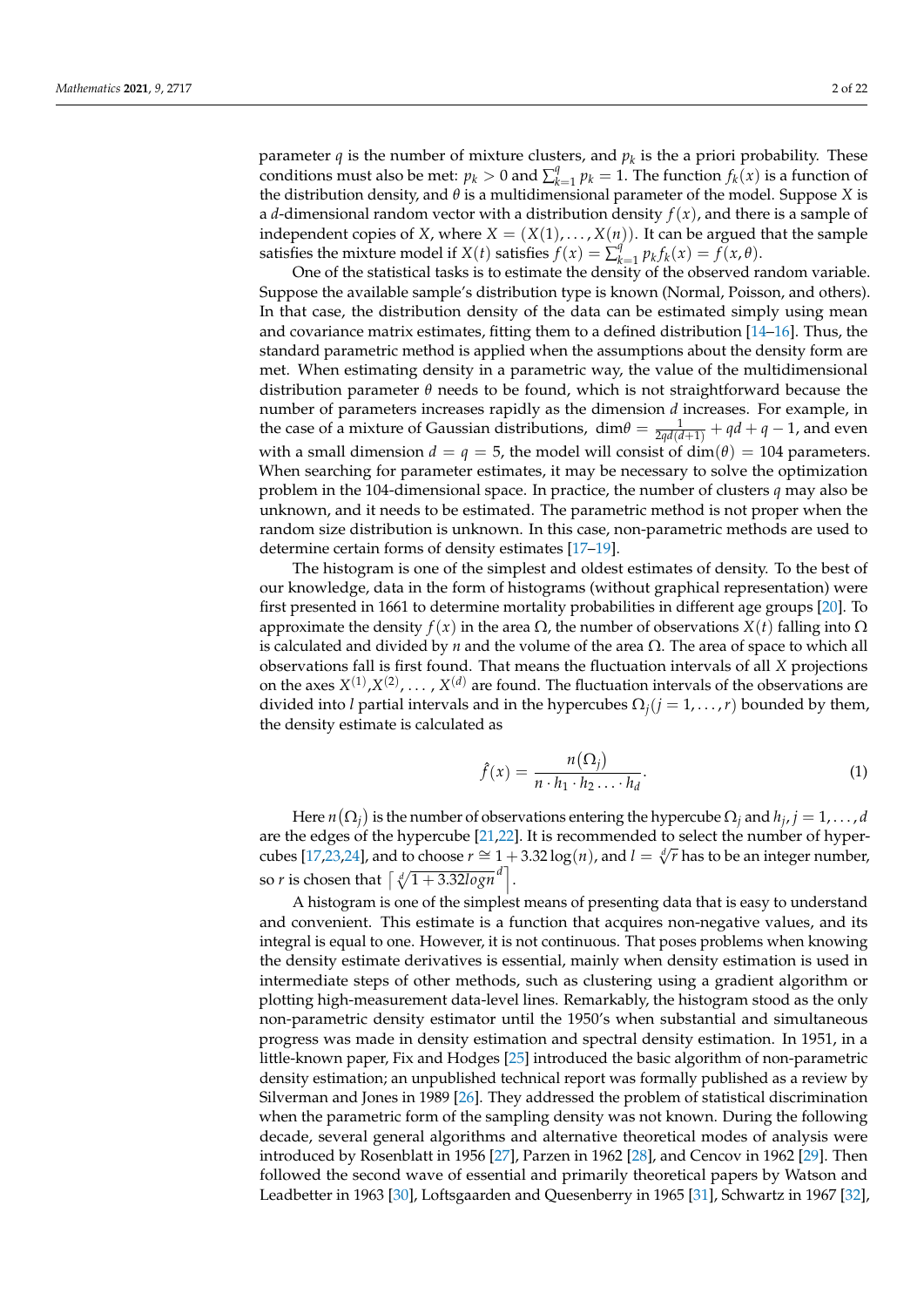parameter $q$ is the number of mixture clusters, and $p_k$ is the a priori probability. These conditions must also be met: $p_k > 0$ and $\sum_{k=1}^{q} p_k = 1$. The function $f_k(x)$ is a function of the distribution density, and $\theta$ is a multidimensional parameter of the model. Suppose $X$ is a $d$-dimensional random vector with a distribution density $f(x)$, and there is a sample of independent copies of $X$, where $X = (X(1), \ldots, X(n))$. It can be argued that the sample satisfies the mixture model if $X(t)$ satisfies $f(x) = \sum_{k=1}^{q} p_k f_k(x) = f(x, \theta)$.

One of the statistical tasks is to estimate the density of the observed random variable. Suppose the available sample's distribution type is known (Normal, Poisson, and others). In that case, the distribution density of the data can be estimated simply using mean and covariance matrix estimates, fitting them to a defined distribution [14–16]. Thus, the standard parametric method is applied when the assumptions about the density form are met. When estimating density in a parametric way, the value of the multidimensional distribution parameter $\theta$ needs to be found, which is not straightforward because the number of parameters increases rapidly as the dimension $d$ increases. For example, in the case of a mixture of Gaussian distributions, $\dim\theta = \frac{1}{2qd(d+1)} + qd + q - 1$, and even with a small dimension $d = q = 5$, the model will consist of $\dim(\theta) = 104$ parameters. When searching for parameter estimates, it may be necessary to solve the optimization problem in the 104-dimensional space. In practice, the number of clusters $q$ may also be unknown, and it needs to be estimated. The parametric method is not proper when the random size distribution is unknown. In this case, non-parametric methods are used to determine certain forms of density estimates [17–19].

The histogram is one of the simplest and oldest estimates of density. To the best of our knowledge, data in the form of histograms (without graphical representation) were first presented in 1661 to determine mortality probabilities in different age groups [20]. To approximate the density $f(x)$ in the area $\Omega$, the number of observations $X(t)$ falling into $\Omega$ is calculated and divided by $n$ and the volume of the area $\Omega$. The area of space to which all observations fall is first found. That means the fluctuation intervals of all $X$ projections on the axes $X^{(1)}, X^{(2)}, \ldots, X^{(d)}$ are found. The fluctuation intervals of the observations are divided into $l$ partial intervals and in the hypercubes $\Omega_j (j = 1, \ldots, r)$ bounded by them, the density estimate is calculated as

$$\hat{f}(x) = \frac{n(\Omega_j)}{n \cdot h_1 \cdot h_2 \ldots \cdot h_d}. \tag{1}$$

Here $n(\Omega_j)$ is the number of observations entering the hypercube $\Omega_j$ and $h_j, j = 1, \ldots, d$ are the edges of the hypercube [21,22]. It is recommended to select the number of hypercubes [17,23,24], and to choose $r \cong 1 + 3.32\log(n)$, and $l = \sqrt[d]{r}$ has to be an integer number, so $r$ is chosen that $\left\lceil \sqrt[d]{1 + 3.32 logn}^{\,d} \right\rceil$.

A histogram is one of the simplest means of presenting data that is easy to understand and convenient. This estimate is a function that acquires non-negative values, and its integral is equal to one. However, it is not continuous. That poses problems when knowing the density estimate derivatives is essential, mainly when density estimation is used in intermediate steps of other methods, such as clustering using a gradient algorithm or plotting high-measurement data-level lines. Remarkably, the histogram stood as the only non-parametric density estimator until the 1950's when substantial and simultaneous progress was made in density estimation and spectral density estimation. In 1951, in a little-known paper, Fix and Hodges [25] introduced the basic algorithm of non-parametric density estimation; an unpublished technical report was formally published as a review by Silverman and Jones in 1989 [26]. They addressed the problem of statistical discrimination when the parametric form of the sampling density was not known. During the following decade, several general algorithms and alternative theoretical modes of analysis were introduced by Rosenblatt in 1956 [27], Parzen in 1962 [28], and Cencov in 1962 [29]. Then followed the second wave of essential and primarily theoretical papers by Watson and Leadbetter in 1963 [30], Loftsgaarden and Quesenberry in 1965 [31], Schwartz in 1967 [32],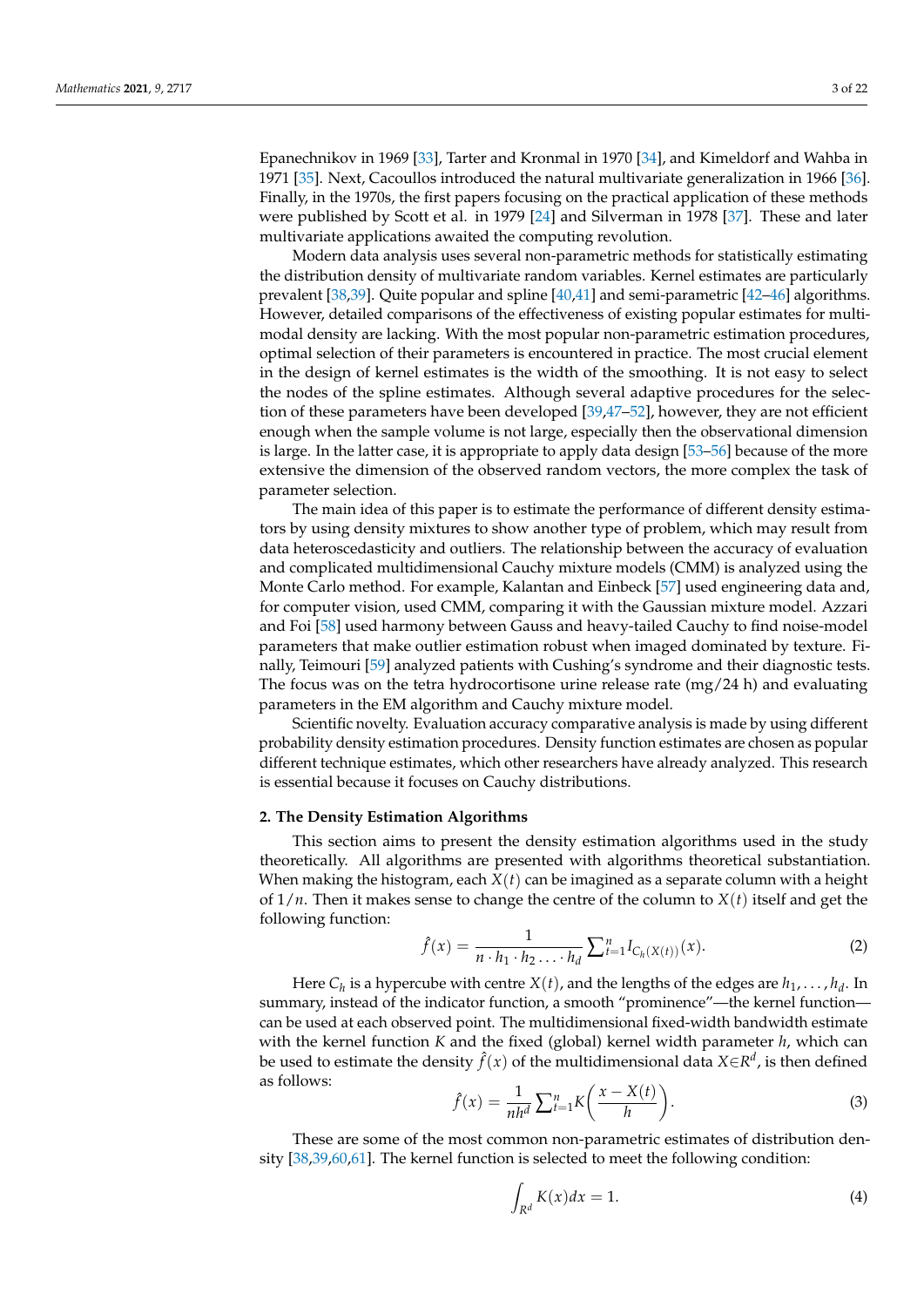Epanechnikov in 1969 [33], Tarter and Kronmal in 1970 [34], and Kimeldorf and Wahba in 1971 [35]. Next, Cacoullos introduced the natural multivariate generalization in 1966 [36]. Finally, in the 1970s, the first papers focusing on the practical application of these methods were published by Scott et al. in 1979 [24] and Silverman in 1978 [37]. These and later multivariate applications awaited the computing revolution.

Modern data analysis uses several non-parametric methods for statistically estimating the distribution density of multivariate random variables. Kernel estimates are particularly prevalent [38,39]. Quite popular and spline [40,41] and semi-parametric [42–46] algorithms. However, detailed comparisons of the effectiveness of existing popular estimates for multimodal density are lacking. With the most popular non-parametric estimation procedures, optimal selection of their parameters is encountered in practice. The most crucial element in the design of kernel estimates is the width of the smoothing. It is not easy to select the nodes of the spline estimates. Although several adaptive procedures for the selection of these parameters have been developed [39,47–52], however, they are not efficient enough when the sample volume is not large, especially then the observational dimension is large. In the latter case, it is appropriate to apply data design [53–56] because of the more extensive the dimension of the observed random vectors, the more complex the task of parameter selection.

The main idea of this paper is to estimate the performance of different density estimators by using density mixtures to show another type of problem, which may result from data heteroscedasticity and outliers. The relationship between the accuracy of evaluation and complicated multidimensional Cauchy mixture models (CMM) is analyzed using the Monte Carlo method. For example, Kalantan and Einbeck [57] used engineering data and, for computer vision, used CMM, comparing it with the Gaussian mixture model. Azzari and Foi [58] used harmony between Gauss and heavy-tailed Cauchy to find noise-model parameters that make outlier estimation robust when imaged dominated by texture. Finally, Teimouri [59] analyzed patients with Cushing's syndrome and their diagnostic tests. The focus was on the tetra hydrocortisone urine release rate (mg/24 h) and evaluating parameters in the EM algorithm and Cauchy mixture model.

Scientific novelty. Evaluation accuracy comparative analysis is made by using different probability density estimation procedures. Density function estimates are chosen as popular different technique estimates, which other researchers have already analyzed. This research is essential because it focuses on Cauchy distributions.

## 2. The Density Estimation Algorithms

This section aims to present the density estimation algorithms used in the study theoretically. All algorithms are presented with algorithms theoretical substantiation. When making the histogram, each $X(t)$ can be imagined as a separate column with a height of $1/n$. Then it makes sense to change the centre of the column to $X(t)$ itself and get the following function:

$$\hat{f}(x) = \frac{1}{n \cdot h_1 \cdot h_2 \ldots \cdot h_d} \sum\nolimits_{t=1}^{n} I_{C_h(X(t))}(x). \tag{2}$$

Here $C_h$ is a hypercube with centre $X(t)$, and the lengths of the edges are $h_1, \ldots, h_d$. In summary, instead of the indicator function, a smooth "prominence"—the kernel function—can be used at each observed point. The multidimensional fixed-width bandwidth estimate with the kernel function $K$ and the fixed (global) kernel width parameter $h$, which can be used to estimate the density $\hat{f}(x)$ of the multidimensional data $X \in R^d$, is then defined as follows:

$$\hat{f}(x) = \frac{1}{nh^d} \sum\nolimits_{t=1}^{n} K\left(\frac{x - X(t)}{h}\right). \tag{3}$$

These are some of the most common non-parametric estimates of distribution density [38,39,60,61]. The kernel function is selected to meet the following condition:

$$\int_{R^d} K(x)dx = 1. \tag{4}$$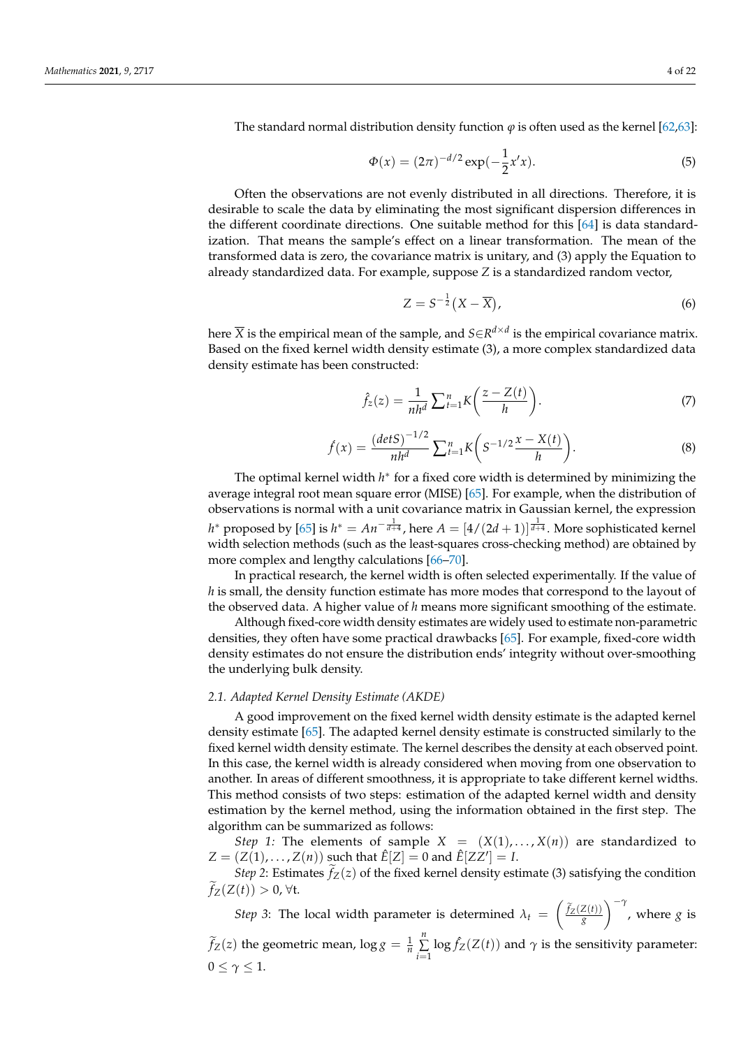The standard normal distribution density function $\varphi$ is often used as the kernel [62,63]:

$$\Phi(x) = (2\pi)^{-d/2}\exp(-\frac{1}{2}x'x). \tag{5}$$

Often the observations are not evenly distributed in all directions. Therefore, it is desirable to scale the data by eliminating the most significant dispersion differences in the different coordinate directions. One suitable method for this [64] is data standardization. That means the sample's effect on a linear transformation. The mean of the transformed data is zero, the covariance matrix is unitary, and (3) apply the Equation to already standardized data. For example, suppose $Z$ is a standardized random vector,

$$Z = S^{-\frac{1}{2}}\left(X - \overline{X}\right), \tag{6}$$

here $\overline{X}$ is the empirical mean of the sample, and $S \in R^{d\times d}$ is the empirical covariance matrix. Based on the fixed kernel width density estimate (3), a more complex standardized data density estimate has been constructed:

$$\hat{f}_z(z) = \frac{1}{nh^d}\sum\nolimits_{t=1}^{n} K\left(\frac{z - Z(t)}{h}\right). \tag{7}$$

$$f(x) = \frac{(detS)^{-1/2}}{nh^d}\sum\nolimits_{t=1}^{n} K\left(S^{-1/2}\frac{x - X(t)}{h}\right). \tag{8}$$

The optimal kernel width $h^*$ for a fixed core width is determined by minimizing the average integral root mean square error (MISE) [65]. For example, when the distribution of observations is normal with a unit covariance matrix in Gaussian kernel, the expression $h^*$ proposed by [65] is $h^* = An^{-\frac{1}{d+4}}$, here $A = [4/(2d+1)]^{\frac{1}{d+4}}$. More sophisticated kernel width selection methods (such as the least-squares cross-checking method) are obtained by more complex and lengthy calculations [66–70].

In practical research, the kernel width is often selected experimentally. If the value of $h$ is small, the density function estimate has more modes that correspond to the layout of the observed data. A higher value of $h$ means more significant smoothing of the estimate.

Although fixed-core width density estimates are widely used to estimate non-parametric densities, they often have some practical drawbacks [65]. For example, fixed-core width density estimates do not ensure the distribution ends' integrity without over-smoothing the underlying bulk density.

### 2.1. Adapted Kernel Density Estimate (AKDE)

A good improvement on the fixed kernel width density estimate is the adapted kernel density estimate [65]. The adapted kernel density estimate is constructed similarly to the fixed kernel width density estimate. The kernel describes the density at each observed point. In this case, the kernel width is already considered when moving from one observation to another. In areas of different smoothness, it is appropriate to take different kernel widths. This method consists of two steps: estimation of the adapted kernel width and density estimation by the kernel method, using the information obtained in the first step. The algorithm can be summarized as follows:

*Step 1:* The elements of sample $X = (X(1), \ldots, X(n))$ are standardized to $Z = (Z(1), \ldots, Z(n))$ such that $\hat{E}[Z] = 0$ and $\hat{E}[ZZ'] = I$.

*Step 2*: Estimates $\widetilde{f}_Z(z)$ of the fixed kernel density estimate (3) satisfying the condition $\widetilde{f}_Z(Z(t)) > 0, \forall$t.

*Step 3*: The local width parameter is determined $\lambda_t = \left(\frac{\widetilde{f}_Z(Z(t))}{g}\right)^{-\gamma}$, where $g$ is $\widetilde{f}_Z(z)$ the geometric mean, $\log g = \frac{1}{n}\sum\limits_{i=1}^{n}\log \hat{f}_Z(Z(t))$ and $\gamma$ is the sensitivity parameter: $0 \leq \gamma \leq 1$.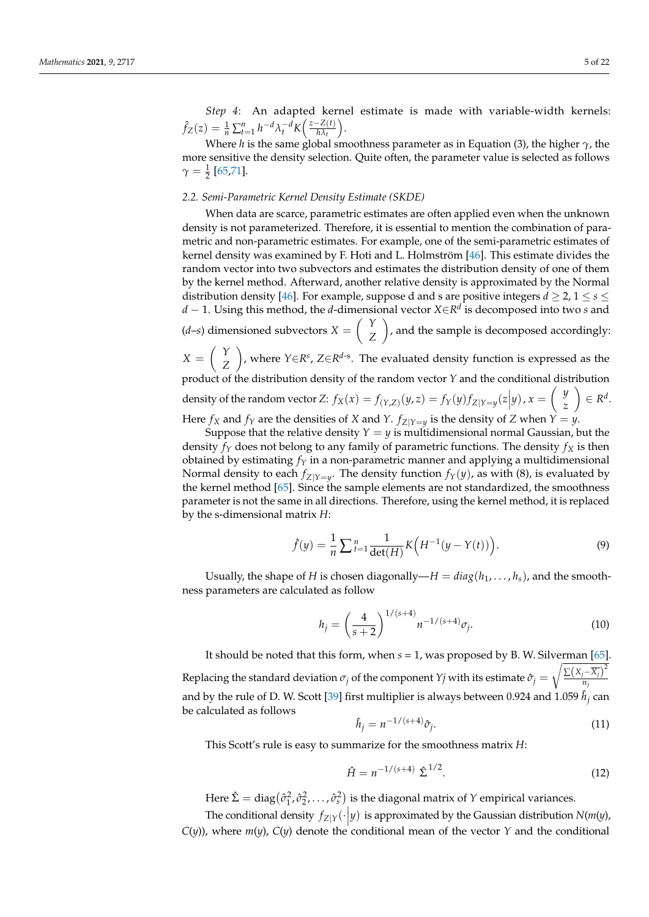*Step 4*: An adapted kernel estimate is made with variable-width kernels: $\hat{f}_Z(z) = \frac{1}{n}\sum_{t=1}^{n} h^{-d}\lambda_t^{-d} K\left(\frac{z-Z(t)}{h\lambda_t}\right)$.

Where $h$ is the same global smoothness parameter as in Equation (3), the higher $\gamma$, the more sensitive the density selection. Quite often, the parameter value is selected as follows $\gamma = \frac{1}{2}$ [65,71].

### 2.2. Semi-Parametric Kernel Density Estimate (SKDE)

When data are scarce, parametric estimates are often applied even when the unknown density is not parameterized. Therefore, it is essential to mention the combination of parametric and non-parametric estimates. For example, one of the semi-parametric estimates of kernel density was examined by F. Hoti and L. Holmström [46]. This estimate divides the random vector into two subvectors and estimates the distribution density of one of them by the kernel method. Afterward, another relative density is approximated by the Normal distribution density [46]. For example, suppose d and s are positive integers $d \geq 2$, $1 \leq s \leq d-1$. Using this method, the $d$-dimensional vector $X \in R^d$ is decomposed into two $s$ and ($d$–$s$) dimensioned subvectors $X = \begin{pmatrix} Y \\ Z \end{pmatrix}$, and the sample is decomposed accordingly: $X = \begin{pmatrix} Y \\ Z \end{pmatrix}$, where $Y \in R^s$, $Z \in R^{d\text{-}s}$. The evaluated density function is expressed as the product of the distribution density of the random vector $Y$ and the conditional distribution density of the random vector $Z$: $f_X(x) = f_{(Y,Z)}(y,z) = f_Y(y) f_{Z|Y=y}(z\big|y)$, $x = \begin{pmatrix} y \\ z \end{pmatrix} \in R^d$. Here $f_X$ and $f_Y$ are the densities of $X$ and $Y$. $f_{Z|Y=y}$ is the density of $Z$ when $Y = y$.

Suppose that the relative density $Y = y$ is multidimensional normal Gaussian, but the density $f_Y$ does not belong to any family of parametric functions. The density $f_X$ is then obtained by estimating $f_Y$ in a non-parametric manner and applying a multidimensional Normal density to each $f_{Z|Y=y}$. The density function $f_Y(y)$, as with (8), is evaluated by the kernel method [65]. Since the sample elements are not standardized, the smoothness parameter is not the same in all directions. Therefore, using the kernel method, it is replaced by the s-dimensional matrix $H$:

$$\hat{f}(y) = \frac{1}{n}\sum\nolimits_{t=1}^{n} \frac{1}{\det(H)} K\left(H^{-1}(y - Y(t))\right). \tag{9}$$

Usually, the shape of $H$ is chosen diagonally—$H = diag(h_1, \ldots, h_s)$, and the smoothness parameters are calculated as follow

$$h_j = \left(\frac{4}{s+2}\right)^{1/(s+4)} n^{-1/(s+4)} \sigma_j. \tag{10}$$

It should be noted that this form, when $s = 1$, was proposed by B. W. Silverman [65]. Replacing the standard deviation $\sigma_j$ of the component $Yj$ with its estimate $\hat{\sigma}_j = \sqrt{\frac{\sum\left(X_j - \overline{X_j}\right)^2}{n_j}}$ and by the rule of D. W. Scott [39] first multiplier is always between 0.924 and 1.059 $\hat{h}_j$ can be calculated as follows

$$\hat{h}_j = n^{-1/(s+4)} \hat{\sigma}_j. \tag{11}$$

This Scott's rule is easy to summarize for the smoothness matrix $H$:

$$\hat{H} = n^{-1/(s+4)}\ \hat{\Sigma}^{1/2}. \tag{12}$$

Here $\hat{\Sigma} = \mathrm{diag}\left(\hat{\sigma}_1^2, \hat{\sigma}_2^2, \ldots, \hat{\sigma}_s^2\right)$ is the diagonal matrix of $Y$ empirical variances.

The conditional density $f_{Z|Y}(\cdot\big|y)$ is approximated by the Gaussian distribution $N(m(y), C(y))$, where $m(y)$, $C(y)$ denote the conditional mean of the vector $Y$ and the conditional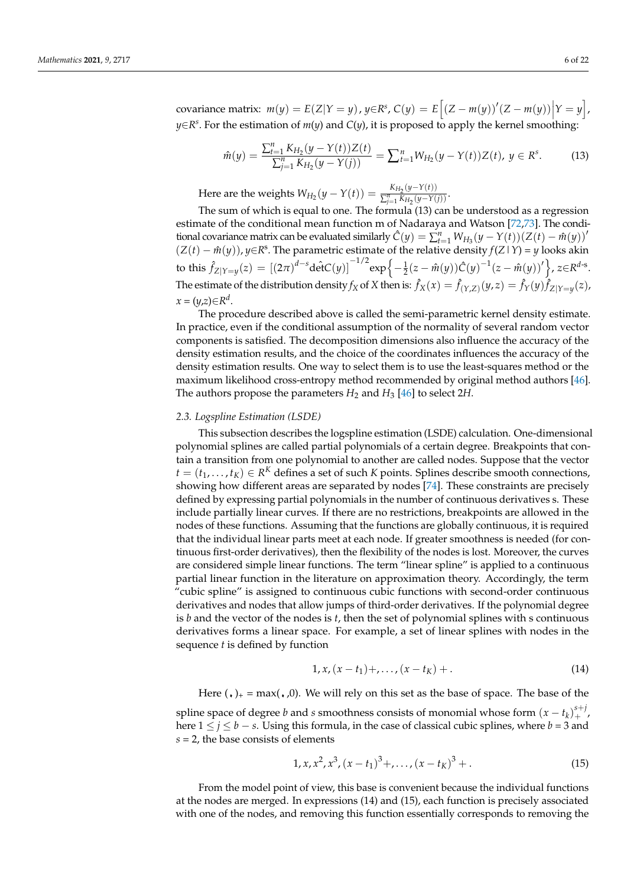covariance matrix: $m(y) = E(Z|Y = y)$, $y \in R^s$, $C(y) = E\left[(Z - m(y))'(Z - m(y))\middle|Y = y\right]$, $y \in R^s$. For the estimation of $m(y)$ and $C(y)$, it is proposed to apply the kernel smoothing:

$$\hat{m}(y) = \frac{\sum_{t=1}^{n} K_{H_2}(y - Y(t))Z(t)}{\sum_{j=1}^{n} K_{H_2}(y - Y(j))} = \sum_{t=1}^{n} W_{H_2}(y - Y(t))Z(t),\ y \in R^s. \tag{13}$$

Here are the weights $W_{H_2}(y - Y(t)) = \frac{K_{H_2}(y - Y(t))}{\sum_{j=1}^{n} K_{H_2}(y - Y(j))}$.

The sum of which is equal to one. The formula (13) can be understood as a regression estimate of the conditional mean function m of Nadaraya and Watson [72,73]. The conditional covariance matrix can be evaluated similarly $\hat{C}(y) = \sum_{t=1}^{n} W_{H_3}(y - Y(t))(Z(t) - \hat{m}(y))'(Z(t) - \hat{m}(y))$, $y \in R^s$. The parametric estimate of the relative density $f(Z\,|\,Y) = y$ looks akin to this $\hat{f}_{Z|Y=y}(z) = \left[(2\pi)^{d-s}\hat{\det}C(y)\right]^{-1/2}\exp\left\{-\frac{1}{2}(z - \hat{m}(y))\hat{C}(y)^{-1}(z - \hat{m}(y))'\right\}$, $z \in R^{d\text{-}s}$. The estimate of the distribution density $f_X$ of $X$ then is: $\hat{f}_X(x) = \hat{f}_{(Y,Z)}(y, z) = \hat{f}_Y(y)\hat{f}_{Z|Y=y}(z)$, $x = (y,z) \in R^d$.

The procedure described above is called the semi-parametric kernel density estimate. In practice, even if the conditional assumption of the normality of several random vector components is satisfied. The decomposition dimensions also influence the accuracy of the density estimation results, and the choice of the coordinates influences the accuracy of the density estimation results. One way to select them is to use the least-squares method or the maximum likelihood cross-entropy method recommended by original method authors [46]. The authors propose the parameters $H_2$ and $H_3$ [46] to select $2H$.

### *2.3. Logspline Estimation (LSDE)*

This subsection describes the logspline estimation (LSDE) calculation. One-dimensional polynomial splines are called partial polynomials of a certain degree. Breakpoints that contain a transition from one polynomial to another are called nodes. Suppose that the vector $t = (t_1, \ldots, t_K) \in R^K$ defines a set of such $K$ points. Splines describe smooth connections, showing how different areas are separated by nodes [74]. These constraints are precisely defined by expressing partial polynomials in the number of continuous derivatives s. These include partially linear curves. If there are no restrictions, breakpoints are allowed in the nodes of these functions. Assuming that the functions are globally continuous, it is required that the individual linear parts meet at each node. If greater smoothness is needed (for continuous first-order derivatives), then the flexibility of the nodes is lost. Moreover, the curves are considered simple linear functions. The term "linear spline" is applied to a continuous partial linear function in the literature on approximation theory. Accordingly, the term "cubic spline" is assigned to continuous cubic functions with second-order continuous derivatives and nodes that allow jumps of third-order derivatives. If the polynomial degree is $b$ and the vector of the nodes is $t$, then the set of polynomial splines with s continuous derivatives forms a linear space. For example, a set of linear splines with nodes in the sequence $t$ is defined by function

$$1, x, (x - t_1)+, \ldots, (x - t_K)+. \tag{14}$$

Here $(\,\cdot\,)_+ = \max(\,\cdot\,,0)$. We will rely on this set as the base of space. The base of the spline space of degree $b$ and $s$ smoothness consists of monomial whose form $(x - t_k)_+^{s+j}$, here $1 \le j \le b - s$. Using this formula, in the case of classical cubic splines, where $b = 3$ and $s = 2$, the base consists of elements

$$1, x, x^2, x^3, (x - t_1)^3+, \ldots, (x - t_K)^3+. \tag{15}$$

From the model point of view, this base is convenient because the individual functions at the nodes are merged. In expressions (14) and (15), each function is precisely associated with one of the nodes, and removing this function essentially corresponds to removing the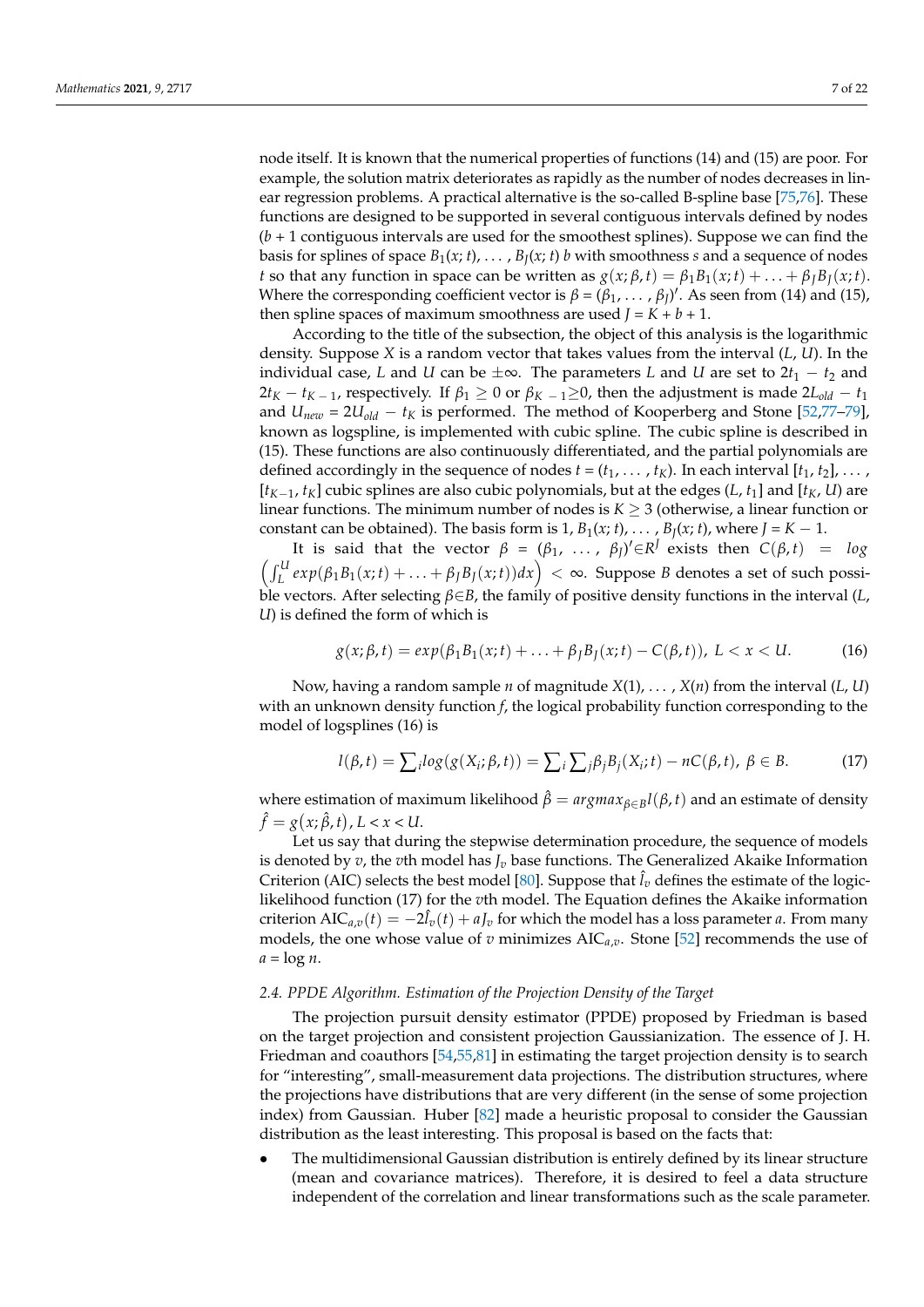node itself. It is known that the numerical properties of functions (14) and (15) are poor. For example, the solution matrix deteriorates as rapidly as the number of nodes decreases in linear regression problems. A practical alternative is the so-called B-spline base [75,76]. These functions are designed to be supported in several contiguous intervals defined by nodes ($b$ + 1 contiguous intervals are used for the smoothest splines). Suppose we can find the basis for splines of space $B_1(x; t), \ldots, B_J(x; t)$ $b$ with smoothness $s$ and a sequence of nodes $t$ so that any function in space can be written as $g(x; \beta, t) = \beta_1 B_1(x; t) + \ldots + \beta_J B_J(x; t)$. Where the corresponding coefficient vector is $\beta = (\beta_1, \ldots, \beta_J)'$. As seen from (14) and (15), then spline spaces of maximum smoothness are used $J = K + b + 1$.

According to the title of the subsection, the object of this analysis is the logarithmic density. Suppose $X$ is a random vector that takes values from the interval ($L$, $U$). In the individual case, $L$ and $U$ can be $\pm\infty$. The parameters $L$ and $U$ are set to $2t_1 - t_2$ and $2t_K - t_{K-1}$, respectively. If $\beta_1 \geq 0$ or $\beta_{K-1} \geq 0$, then the adjustment is made $2L_{old} - t_1$ and $U_{new} = 2U_{old} - t_K$ is performed. The method of Kooperberg and Stone [52,77–79], known as logspline, is implemented with cubic spline. The cubic spline is described in (15). These functions are also continuously differentiated, and the partial polynomials are defined accordingly in the sequence of nodes $t = (t_1, \ldots, t_K)$. In each interval $[t_1, t_2], \ldots, [t_{K-1}, t_K]$ cubic splines are also cubic polynomials, but at the edges ($L$, $t_1$] and [$t_K$, $U$) are linear functions. The minimum number of nodes is $K \geq 3$ (otherwise, a linear function or constant can be obtained). The basis form is $1, B_1(x; t), \ldots, B_J(x; t)$, where $J = K - 1$.

It is said that the vector $\beta = (\beta_1, \ldots, \beta_J)' \in R^J$ exists then $C(\beta, t) = log\left(\int_L^U exp(\beta_1 B_1(x; t) + \ldots + \beta_J B_J(x; t))dx\right) < \infty$. Suppose $B$ denotes a set of such possible vectors. After selecting $\beta \in B$, the family of positive density functions in the interval ($L$, $U$) is defined the form of which is

$$g(x; \beta, t) = exp(\beta_1 B_1(x; t) + \ldots + \beta_J B_J(x; t) - C(\beta, t)),\ L < x < U. \tag{16}$$

Now, having a random sample $n$ of magnitude $X(1), \ldots, X(n)$ from the interval ($L$, $U$) with an unknown density function $f$, the logical probability function corresponding to the model of logsplines (16) is

$$l(\beta, t) = \sum_i log(g(X_i; \beta, t)) = \sum_i \sum_j \beta_j B_j(X_i; t) - nC(\beta, t),\ \beta \in B. \tag{17}$$

where estimation of maximum likelihood $\hat{\beta} = argmax_{\beta \in B} l(\beta, t)$ and an estimate of density $\hat{f} = g(x; \hat{\beta}, t)$, $L < x < U$.

Let us say that during the stepwise determination procedure, the sequence of models is denoted by $v$, the $v$th model has $J_v$ base functions. The Generalized Akaike Information Criterion (AIC) selects the best model [80]. Suppose that $\hat{l}_v$ defines the estimate of the logic-likelihood function (17) for the $v$th model. The Equation defines the Akaike information criterion $\text{AIC}_{a,v}(t) = -2\hat{l}_v(t) + aJ_v$ for which the model has a loss parameter $a$. From many models, the one whose value of $v$ minimizes $\text{AIC}_{a,v}$. Stone [52] recommends the use of $a = \log n$.

### 2.4. PPDE Algorithm. Estimation of the Projection Density of the Target

The projection pursuit density estimator (PPDE) proposed by Friedman is based on the target projection and consistent projection Gaussianization. The essence of J. H. Friedman and coauthors [54,55,81] in estimating the target projection density is to search for "interesting", small-measurement data projections. The distribution structures, where the projections have distributions that are very different (in the sense of some projection index) from Gaussian. Huber [82] made a heuristic proposal to consider the Gaussian distribution as the least interesting. This proposal is based on the facts that:

- The multidimensional Gaussian distribution is entirely defined by its linear structure (mean and covariance matrices). Therefore, it is desired to feel a data structure independent of the correlation and linear transformations such as the scale parameter.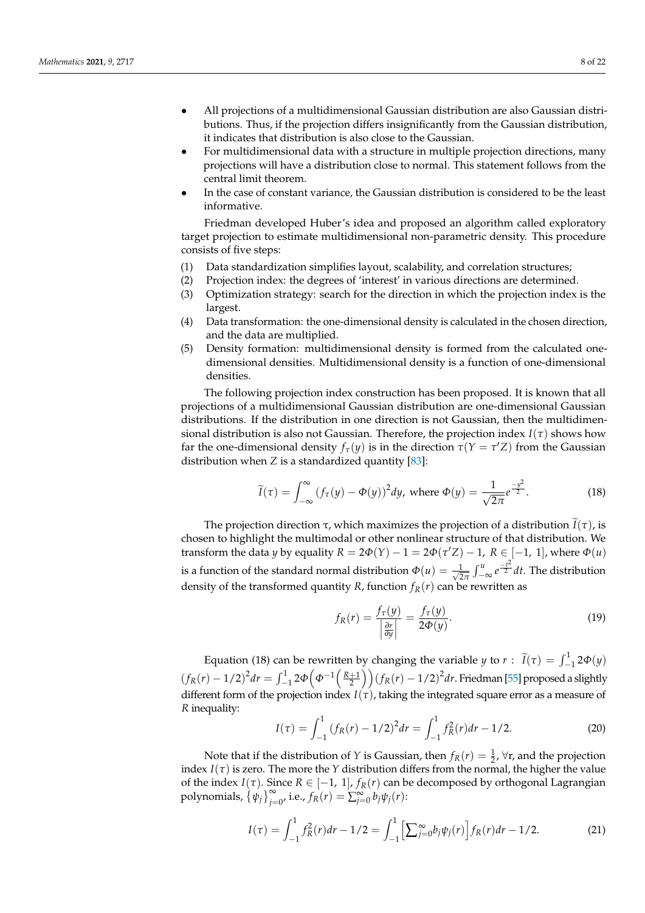- All projections of a multidimensional Gaussian distribution are also Gaussian distributions. Thus, if the projection differs insignificantly from the Gaussian distribution, it indicates that distribution is also close to the Gaussian.
- For multidimensional data with a structure in multiple projection directions, many projections will have a distribution close to normal. This statement follows from the central limit theorem.
- In the case of constant variance, the Gaussian distribution is considered to be the least informative.

Friedman developed Huber's idea and proposed an algorithm called exploratory target projection to estimate multidimensional non-parametric density. This procedure consists of five steps:

(1) Data standardization simplifies layout, scalability, and correlation structures;
(2) Projection index: the degrees of 'interest' in various directions are determined.
(3) Optimization strategy: search for the direction in which the projection index is the largest.
(4) Data transformation: the one-dimensional density is calculated in the chosen direction, and the data are multiplied.
(5) Density formation: multidimensional density is formed from the calculated one-dimensional densities. Multidimensional density is a function of one-dimensional densities.

The following projection index construction has been proposed. It is known that all projections of a multidimensional Gaussian distribution are one-dimensional Gaussian distributions. If the distribution in one direction is not Gaussian, then the multidimensional distribution is also not Gaussian. Therefore, the projection index $I(\tau)$ shows how far the one-dimensional density $f_\tau(y)$ is in the direction $\tau(Y = \tau' Z)$ from the Gaussian distribution when $Z$ is a standardized quantity [83]:

$$\widetilde{I}(\tau) = \int_{-\infty}^{\infty} (f_\tau(y) - \Phi(y))^2 dy, \text{ where } \Phi(y) = \frac{1}{\sqrt{2\pi}} e^{\frac{-y^2}{2}}. \tag{18}$$

The projection direction τ, which maximizes the projection of a distribution $\widetilde{I}(\tau)$, is chosen to highlight the multimodal or other nonlinear structure of that distribution. We transform the data $y$ by equality $R = 2\Phi(Y) - 1 = 2\Phi(\tau' Z) - 1,\ R \in [-1,\ 1]$, where $\Phi(u)$ is a function of the standard normal distribution $\Phi(u) = \frac{1}{\sqrt{2\pi}} \int_{-\infty}^{u} e^{\frac{-t^2}{2}} dt$. The distribution density of the transformed quantity $R$, function $f_R(r)$ can be rewritten as

$$f_R(r) = \frac{f_\tau(y)}{\left|\frac{\partial r}{\partial y}\right|} = \frac{f_\tau(y)}{2\Phi(y)}. \tag{19}$$

Equation (18) can be rewritten by changing the variable $y$ to $r$ : $\widetilde{I}(\tau) = \int_{-1}^{1} 2\Phi(y) (f_R(r) - 1/2)^2 dr = \int_{-1}^{1} 2\Phi\left(\Phi^{-1}\left(\frac{R+1}{2}\right)\right)(f_R(r) - 1/2)^2 dr$. Friedman [55] proposed a slightly different form of the projection index $I(\tau)$, taking the integrated square error as a measure of $R$ inequality:

$$I(\tau) = \int_{-1}^{1} (f_R(r) - 1/2)^2 dr = \int_{-1}^{1} f_R^2(r) dr - 1/2. \tag{20}$$

Note that if the distribution of $Y$ is Gaussian, then $f_R(r) = \frac{1}{2}$, ∀r, and the projection index $I(\tau)$ is zero. The more the $Y$ distribution differs from the normal, the higher the value of the index $I(\tau)$. Since $R \in [-1,\ 1]$, $f_R(r)$ can be decomposed by orthogonal Lagrangian polynomials, $\{\psi_j\}_{j=0}^{\infty}$, i.e., $f_R(r) = \sum_{j=0}^{\infty} b_j \psi_j(r)$:

$$I(\tau) = \int_{-1}^{1} f_R^2(r) dr - 1/2 = \int_{-1}^{1} \left[\sum\nolimits_{j=0}^{\infty} b_j \psi_j(r)\right] f_R(r) dr - 1/2. \tag{21}$$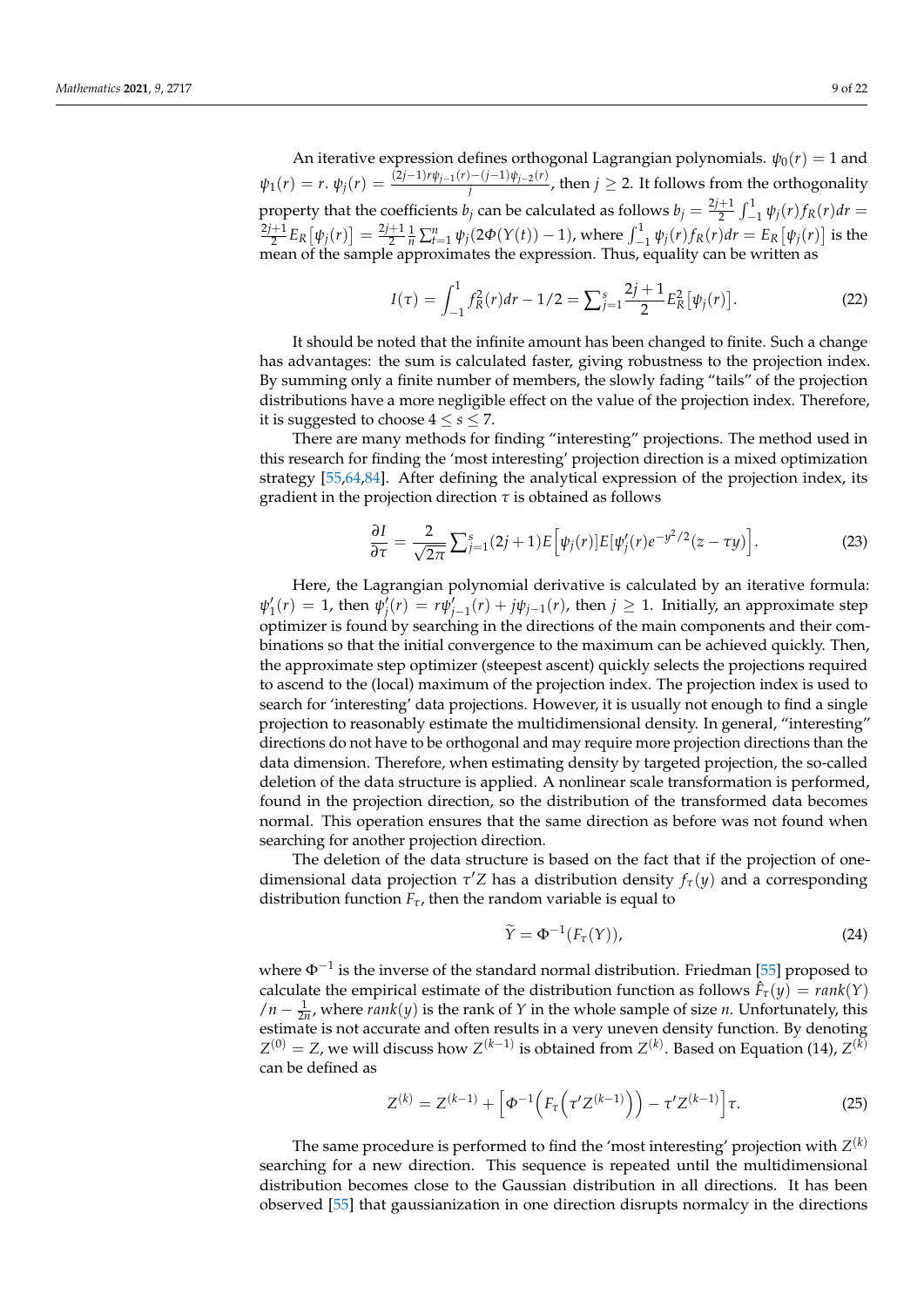An iterative expression defines orthogonal Lagrangian polynomials. $\psi_0(r) = 1$ and $\psi_1(r) = r$. $\psi_j(r) = \frac{(2j-1)r\psi_{j-1}(r) - (j-1)\psi_{j-2}(r)}{j}$, then $j \geq 2$. It follows from the orthogonality property that the coefficients $b_j$ can be calculated as follows $b_j = \frac{2j+1}{2}\int_{-1}^{1}\psi_j(r)f_R(r)dr = \frac{2j+1}{2}E_R\left[\psi_j(r)\right] = \frac{2j+1}{2}\frac{1}{n}\sum_{t=1}^{n}\psi_j(2\Phi(Y(t)) - 1)$, where $\int_{-1}^{1}\psi_j(r)f_R(r)dr = E_R\left[\psi_j(r)\right]$ is the mean of the sample approximates the expression. Thus, equality can be written as

$$I(\tau) = \int_{-1}^{1} f_R^2(r)dr - 1/2 = \sum_{j=1}^{s}\frac{2j+1}{2}E_R^2\left[\psi_j(r)\right]. \tag{22}$$

It should be noted that the infinite amount has been changed to finite. Such a change has advantages: the sum is calculated faster, giving robustness to the projection index. By summing only a finite number of members, the slowly fading "tails" of the projection distributions have a more negligible effect on the value of the projection index. Therefore, it is suggested to choose $4 \leq s \leq 7$.

There are many methods for finding "interesting" projections. The method used in this research for finding the 'most interesting' projection direction is a mixed optimization strategy [55,64,84]. After defining the analytical expression of the projection index, its gradient in the projection direction $\tau$ is obtained as follows

$$\frac{\partial I}{\partial \tau} = \frac{2}{\sqrt{2\pi}}\sum_{j=1}^{s}(2j+1)E\left[\psi_j(r)\right]E\left[\psi_j'(r)e^{-y^2/2}(z - \tau y)\right]. \tag{23}$$

Here, the Lagrangian polynomial derivative is calculated by an iterative formula: $\psi_1'(r) = 1$, then $\psi_j'(r) = r\psi_{j-1}'(r) + j\psi_{j-1}(r)$, then $j \geq 1$. Initially, an approximate step optimizer is found by searching in the directions of the main components and their combinations so that the initial convergence to the maximum can be achieved quickly. Then, the approximate step optimizer (steepest ascent) quickly selects the projections required to ascend to the (local) maximum of the projection index. The projection index is used to search for 'interesting' data projections. However, it is usually not enough to find a single projection to reasonably estimate the multidimensional density. In general, "interesting" directions do not have to be orthogonal and may require more projection directions than the data dimension. Therefore, when estimating density by targeted projection, the so-called deletion of the data structure is applied. A nonlinear scale transformation is performed, found in the projection direction, so the distribution of the transformed data becomes normal. This operation ensures that the same direction as before was not found when searching for another projection direction.

The deletion of the data structure is based on the fact that if the projection of one-dimensional data projection $\tau' Z$ has a distribution density $f_\tau(y)$ and a corresponding distribution function $F_\tau$, then the random variable is equal to

$$\widetilde{Y} = \Phi^{-1}(F_\tau(Y)), \tag{24}$$

where $\Phi^{-1}$ is the inverse of the standard normal distribution. Friedman [55] proposed to calculate the empirical estimate of the distribution function as follows $\hat{F}_\tau(y) = rank(Y)/n - \frac{1}{2n}$, where $rank(y)$ is the rank of $Y$ in the whole sample of size $n$. Unfortunately, this estimate is not accurate and often results in a very uneven density function. By denoting $Z^{(0)} = Z$, we will discuss how $Z^{(k-1)}$ is obtained from $Z^{(k)}$. Based on Equation (14), $Z^{(k)}$ can be defined as

$$Z^{(k)} = Z^{(k-1)} + \left[\Phi^{-1}\left(F_\tau\left(\tau' Z^{(k-1)}\right)\right) - \tau' Z^{(k-1)}\right]\tau. \tag{25}$$

The same procedure is performed to find the 'most interesting' projection with $Z^{(k)}$ searching for a new direction. This sequence is repeated until the multidimensional distribution becomes close to the Gaussian distribution in all directions. It has been observed [55] that gaussianization in one direction disrupts normalcy in the directions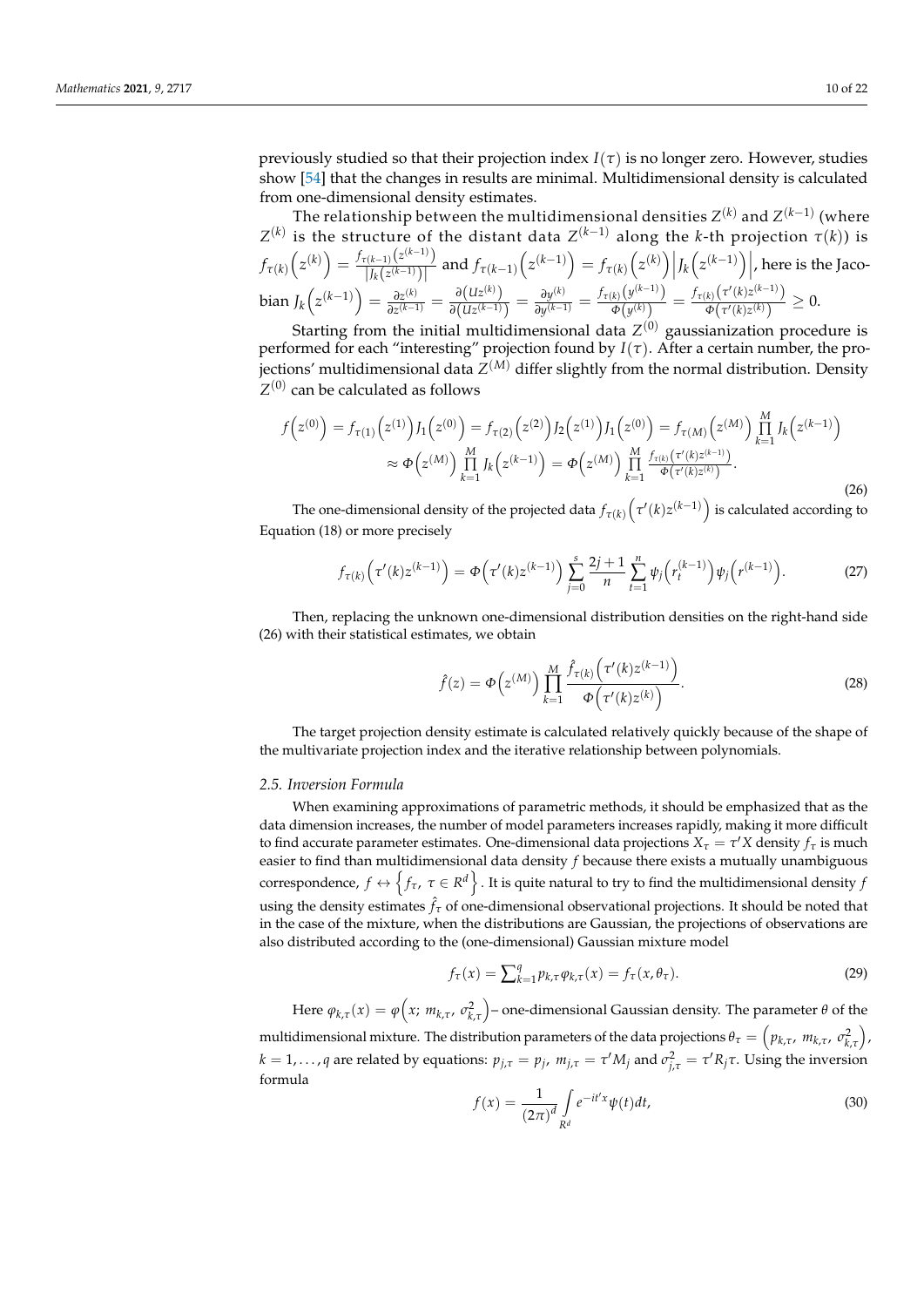previously studied so that their projection index $I(\tau)$ is no longer zero. However, studies show [54] that the changes in results are minimal. Multidimensional density is calculated from one-dimensional density estimates.

The relationship between the multidimensional densities $Z^{(k)}$ and $Z^{(k-1)}$ (where $Z^{(k)}$ is the structure of the distant data $Z^{(k-1)}$ along the $k$-th projection $\tau(k)$) is $f_{\tau(k)}\left(z^{(k)}\right) = \frac{f_{\tau(k-1)}\left(z^{(k-1)}\right)}{\left|J_k\left(z^{(k-1)}\right)\right|}$ and $f_{\tau(k-1)}\left(z^{(k-1)}\right) = f_{\tau(k)}\left(z^{(k)}\right)\left|J_k\left(z^{(k-1)}\right)\right|$, here is the Jacobian $J_k\left(z^{(k-1)}\right) = \frac{\partial z^{(k)}}{\partial z^{(k-1)}} = \frac{\partial\left(Uz^{(k)}\right)}{\partial\left(Uz^{(k-1)}\right)} = \frac{\partial y^{(k)}}{\partial y^{(k-1)}} = \frac{f_{\tau(k)}\left(y^{(k-1)}\right)}{\Phi\left(y^{(k)}\right)} = \frac{f_{\tau(k)}\left(\tau'(k)z^{(k-1)}\right)}{\Phi\left(\tau'(k)z^{(k)}\right)} \geq 0$.

Starting from the initial multidimensional data $Z^{(0)}$ gaussianization procedure is performed for each "interesting" projection found by $I(\tau)$. After a certain number, the projections' multidimensional data $Z^{(M)}$ differ slightly from the normal distribution. Density $Z^{(0)}$ can be calculated as follows

$$f\left(z^{(0)}\right) = f_{\tau(1)}\left(z^{(1)}\right)J_1\left(z^{(0)}\right) = f_{\tau(2)}\left(z^{(2)}\right)J_2\left(z^{(1)}\right)J_1\left(z^{(0)}\right) = f_{\tau(M)}\left(z^{(M)}\right)\prod_{k=1}^{M} J_k\left(z^{(k-1)}\right)$$
$$\approx \Phi\left(z^{(M)}\right)\prod_{k=1}^{M} J_k\left(z^{(k-1)}\right) = \Phi\left(z^{(M)}\right)\prod_{k=1}^{M}\frac{f_{\tau(k)}\left(\tau'(k)z^{(k-1)}\right)}{\Phi\left(\tau'(k)z^{(k)}\right)}. \tag{26}$$

The one-dimensional density of the projected data $f_{\tau(k)}\left(\tau'(k)z^{(k-1)}\right)$ is calculated according to Equation (18) or more precisely

$$f_{\tau(k)}\left(\tau'(k)z^{(k-1)}\right) = \Phi\left(\tau'(k)z^{(k-1)}\right)\sum_{j=0}^{s}\frac{2j+1}{n}\sum_{t=1}^{n}\psi_j\left(r_t^{(k-1)}\right)\psi_j\left(r^{(k-1)}\right). \tag{27}$$

Then, replacing the unknown one-dimensional distribution densities on the right-hand side (26) with their statistical estimates, we obtain

$$\hat{f}(z) = \Phi\left(z^{(M)}\right)\prod_{k=1}^{M}\frac{\hat{f}_{\tau(k)}\left(\tau'(k)z^{(k-1)}\right)}{\Phi\left(\tau'(k)z^{(k)}\right)}. \tag{28}$$

The target projection density estimate is calculated relatively quickly because of the shape of the multivariate projection index and the iterative relationship between polynomials.

### *2.5. Inversion Formula*

When examining approximations of parametric methods, it should be emphasized that as the data dimension increases, the number of model parameters increases rapidly, making it more difficult to find accurate parameter estimates. One-dimensional data projections $X_\tau = \tau' X$ density $f_\tau$ is much easier to find than multidimensional data density $f$ because there exists a mutually unambiguous correspondence, $f \leftrightarrow \left\{f_\tau,\ \tau \in R^d\right\}$. It is quite natural to try to find the multidimensional density $f$ using the density estimates $\hat{f}_\tau$ of one-dimensional observational projections. It should be noted that in the case of the mixture, when the distributions are Gaussian, the projections of observations are also distributed according to the (one-dimensional) Gaussian mixture model

$$f_\tau(x) = \sum_{k=1}^{q} p_{k,\tau}\varphi_{k,\tau}(x) = f_\tau(x, \theta_\tau). \tag{29}$$

Here $\varphi_{k,\tau}(x) = \varphi\left(x;\ m_{k,\tau},\ \sigma_{k,\tau}^2\right)$– one-dimensional Gaussian density. The parameter $\theta$ of the multidimensional mixture. The distribution parameters of the data projections $\theta_\tau = \left(p_{k,\tau},\ m_{k,\tau},\ \sigma_{k,\tau}^2\right)$, $k = 1, \ldots, q$ are related by equations: $p_{j,\tau} = p_j,\ m_{j,\tau} = \tau' M_j$ and $\sigma_{j,\tau}^2 = \tau' R_j \tau$. Using the inversion formula

$$f(x) = \frac{1}{(2\pi)^d}\int_{R^d} e^{-it'x}\psi(t)dt, \tag{30}$$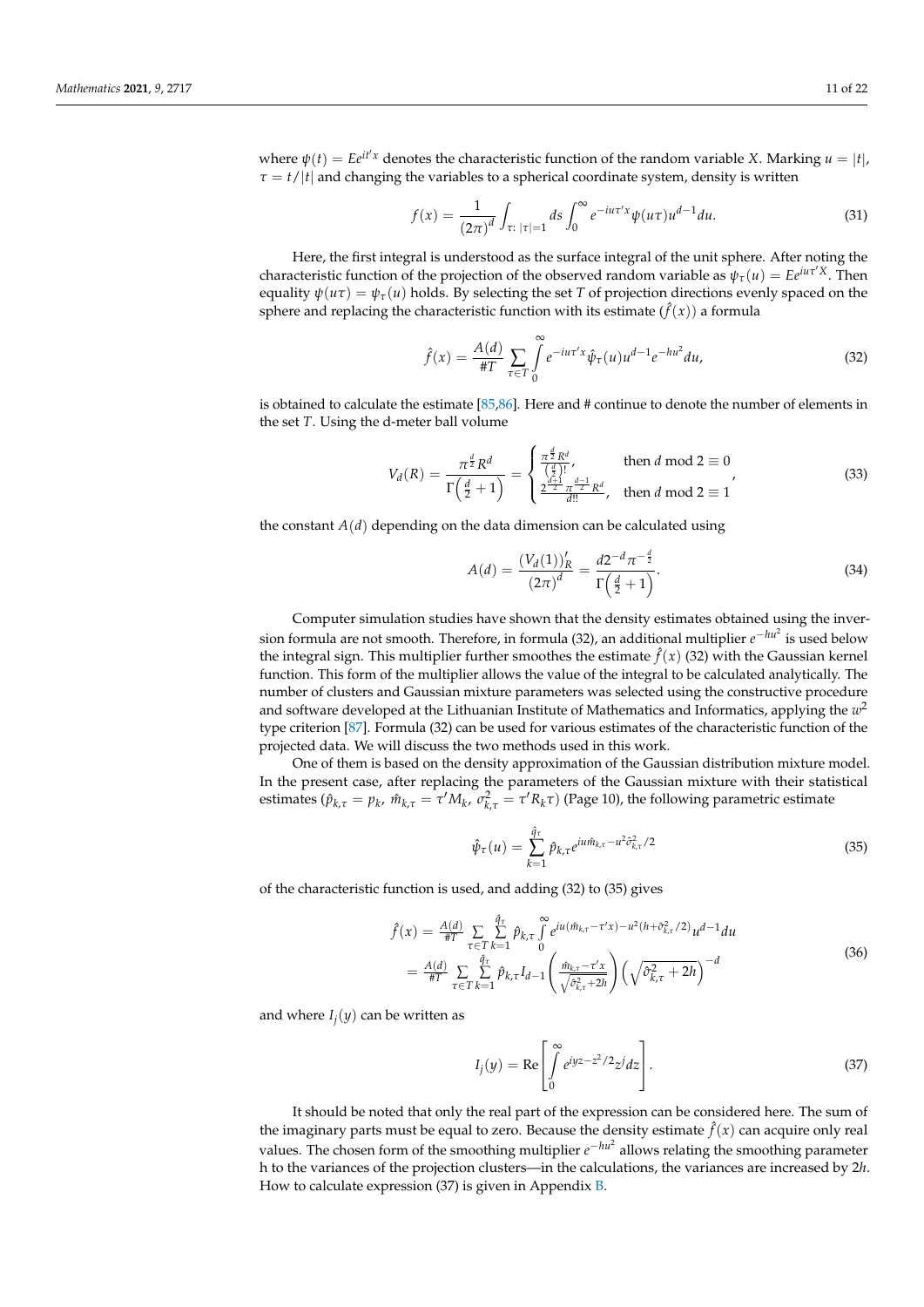where $\psi(t) = Ee^{it'x}$ denotes the characteristic function of the random variable $X$. Marking $u = |t|$, $\tau = t/|t|$ and changing the variables to a spherical coordinate system, density is written

$$f(x) = \frac{1}{(2\pi)^d} \int_{\tau:\ |\tau|=1} ds \int_0^\infty e^{-iu\tau' x} \psi(u\tau) u^{d-1} du. \tag{31}$$

Here, the first integral is understood as the surface integral of the unit sphere. After noting the characteristic function of the projection of the observed random variable as $\psi_\tau(u) = Ee^{iu\tau' X}$. Then equality $\psi(u\tau) = \psi_\tau(u)$ holds. By selecting the set $T$ of projection directions evenly spaced on the sphere and replacing the characteristic function with its estimate $(\hat{f}(x))$ a formula

$$\hat{f}(x) = \frac{A(d)}{\#T} \sum_{\tau \in T} \int_0^\infty e^{-iu\tau' x} \hat{\psi}_\tau(u) u^{d-1} e^{-hu^2} du, \tag{32}$$

is obtained to calculate the estimate [85,86]. Here and # continue to denote the number of elements in the set $T$. Using the d-meter ball volume

$$V_d(R) = \frac{\pi^{\frac{d}{2}} R^d}{\Gamma\left(\frac{d}{2}+1\right)} = \begin{cases} \frac{\pi^{\frac{d}{2}} R^d}{\left(\frac{d}{2}\right)!}, & \text{then } d \bmod 2 \equiv 0 \\ \frac{2^{\frac{d+1}{2}} \pi^{\frac{d-1}{2}} R^d}{d!!}, & \text{then } d \bmod 2 \equiv 1 \end{cases}, \tag{33}$$

the constant $A(d)$ depending on the data dimension can be calculated using

$$A(d) = \frac{(V_d(1))'_R}{(2\pi)^d} = \frac{d 2^{-d} \pi^{-\frac{d}{2}}}{\Gamma\left(\frac{d}{2}+1\right)}. \tag{34}$$

Computer simulation studies have shown that the density estimates obtained using the inversion formula are not smooth. Therefore, in formula (32), an additional multiplier $e^{-hu^2}$ is used below the integral sign. This multiplier further smoothes the estimate $\hat{f}(x)$ (32) with the Gaussian kernel function. This form of the multiplier allows the value of the integral to be calculated analytically. The number of clusters and Gaussian mixture parameters was selected using the constructive procedure and software developed at the Lithuanian Institute of Mathematics and Informatics, applying the $w^2$ type criterion [87]. Formula (32) can be used for various estimates of the characteristic function of the projected data. We will discuss the two methods used in this work.

One of them is based on the density approximation of the Gaussian distribution mixture model. In the present case, after replacing the parameters of the Gaussian mixture with their statistical estimates ($\hat{p}_{k,\tau} = p_k$, $\hat{m}_{k,\tau} = \tau' M_k$, $\sigma^2_{k,\tau} = \tau' R_k \tau$) (Page 10), the following parametric estimate

$$\hat{\psi}_\tau(u) = \sum_{k=1}^{\hat{q}_\tau} \hat{p}_{k,\tau} e^{iu\hat{m}_{k,\tau} - u^2 \hat{\sigma}^2_{k,\tau}/2} \tag{35}$$

of the characteristic function is used, and adding (32) to (35) gives

$$\begin{aligned} \hat{f}(x) &= \frac{A(d)}{\#T} \sum_{\tau \in T} \sum_{k=1}^{\hat{q}_\tau} \hat{p}_{k,\tau} \int_0^\infty e^{iu(\hat{m}_{k,\tau} - \tau' x) - u^2(h + \hat{\sigma}^2_{k,\tau}/2)} u^{d-1} du \\ &= \frac{A(d)}{\#T} \sum_{\tau \in T} \sum_{k=1}^{\hat{q}_\tau} \hat{p}_{k,\tau} I_{d-1}\left(\frac{\hat{m}_{k,\tau} - \tau' x}{\sqrt{\hat{\sigma}^2_{k,\tau} + 2h}}\right) \left(\sqrt{\hat{\sigma}^2_{k,\tau} + 2h}\right)^{-d} \end{aligned} \tag{36}$$

and where $I_j(y)$ can be written as

$$I_j(y) = \mathrm{Re}\left[\int_0^\infty e^{iyz - z^2/2} z^j dz\right]. \tag{37}$$

It should be noted that only the real part of the expression can be considered here. The sum of the imaginary parts must be equal to zero. Because the density estimate $\hat{f}(x)$ can acquire only real values. The chosen form of the smoothing multiplier $e^{-hu^2}$ allows relating the smoothing parameter h to the variances of the projection clusters—in the calculations, the variances are increased by $2h$. How to calculate expression (37) is given in Appendix B.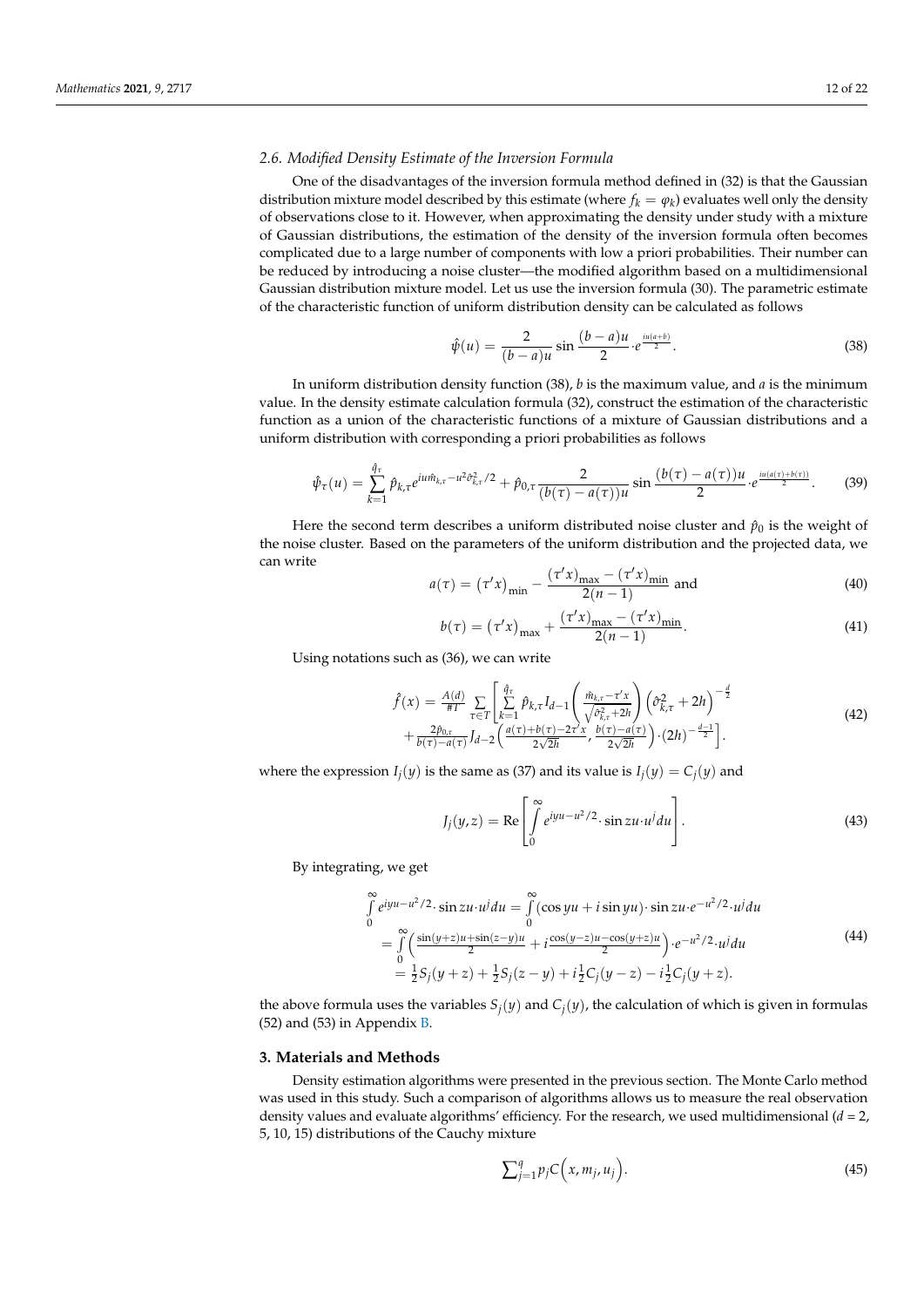### 2.6. Modified Density Estimate of the Inversion Formula

One of the disadvantages of the inversion formula method defined in (32) is that the Gaussian distribution mixture model described by this estimate (where $f_k = \varphi_k$) evaluates well only the density of observations close to it. However, when approximating the density under study with a mixture of Gaussian distributions, the estimation of the density of the inversion formula often becomes complicated due to a large number of components with low a priori probabilities. Their number can be reduced by introducing a noise cluster—the modified algorithm based on a multidimensional Gaussian distribution mixture model. Let us use the inversion formula (30). The parametric estimate of the characteristic function of uniform distribution density can be calculated as follows

$$\hat{\psi}(u) = \frac{2}{(b-a)u} \sin \frac{(b-a)u}{2} \cdot e^{\frac{iu(a+b)}{2}}. \tag{38}$$

In uniform distribution density function (38), $b$ is the maximum value, and $a$ is the minimum value. In the density estimate calculation formula (32), construct the estimation of the characteristic function as a union of the characteristic functions of a mixture of Gaussian distributions and a uniform distribution with corresponding a priori probabilities as follows

$$\hat{\psi}_\tau(u) = \sum_{k=1}^{\hat{q}_\tau} \hat{p}_{k,\tau} e^{iu\hat{m}_{k,\tau} - u^2\hat{\sigma}^2_{k,\tau}/2} + \hat{p}_{0,\tau} \frac{2}{(b(\tau) - a(\tau))u} \sin \frac{(b(\tau) - a(\tau))u}{2} \cdot e^{\frac{iu(a(\tau)+b(\tau))}{2}}. \tag{39}$$

Here the second term describes a uniform distributed noise cluster and $\hat{p}_0$ is the weight of the noise cluster. Based on the parameters of the uniform distribution and the projected data, we can write

$$a(\tau) = (\tau' x)_{\min} - \frac{(\tau' x)_{\max} - (\tau' x)_{\min}}{2(n-1)} \text{ and} \tag{40}$$

$$b(\tau) = (\tau' x)_{\max} + \frac{(\tau' x)_{\max} - (\tau' x)_{\min}}{2(n-1)}. \tag{41}$$

Using notations such as (36), we can write

$$\begin{aligned} \hat{f}(x) = \frac{A(d)}{\#T} \sum_{\tau \in T} \Bigg[ & \sum_{k=1}^{\hat{q}_\tau} \hat{p}_{k,\tau} I_{d-1}\left( \frac{\hat{m}_{k,\tau} - \tau' x}{\sqrt{\hat{\sigma}^2_{k,\tau} + 2h}} \right) \left( \hat{\sigma}^2_{k,\tau} + 2h \right)^{-\frac{d}{2}} \\ & + \frac{2\hat{p}_{0,\tau}}{b(\tau) - a(\tau)} J_{d-2}\left( \frac{a(\tau) + b(\tau) - 2\tau' x}{2\sqrt{2h}}, \frac{b(\tau) - a(\tau)}{2\sqrt{2h}} \right) \cdot (2h)^{-\frac{d-1}{2}} \Bigg]. \end{aligned} \tag{42}$$

where the expression $I_j(y)$ is the same as (37) and its value is $I_j(y) = C_j(y)$ and

$$J_j(y, z) = \mathrm{Re}\left[ \int_0^\infty e^{iyu - u^2/2} \cdot \sin zu \cdot u^j du \right]. \tag{43}$$

By integrating, we get

$$\begin{aligned} \int_0^\infty e^{iyu - u^2/2} \cdot \sin zu \cdot u^j du &= \int_0^\infty (\cos yu + i \sin yu) \cdot \sin zu \cdot e^{-u^2/2} \cdot u^j du \\ &= \int_0^\infty \left( \frac{\sin(y+z)u + \sin(z-y)u}{2} + i \frac{\cos(y-z)u - \cos(y+z)u}{2} \right) \cdot e^{-u^2/2} \cdot u^j du \\ &= \frac{1}{2} S_j(y+z) + \frac{1}{2} S_j(z-y) + i \frac{1}{2} C_j(y-z) - i \frac{1}{2} C_j(y+z). \end{aligned} \tag{44}$$

the above formula uses the variables $S_j(y)$ and $C_j(y)$, the calculation of which is given in formulas (52) and (53) in Appendix B.

## 3. Materials and Methods

Density estimation algorithms were presented in the previous section. The Monte Carlo method was used in this study. Such a comparison of algorithms allows us to measure the real observation density values and evaluate algorithms' efficiency. For the research, we used multidimensional ($d$ = 2, 5, 10, 15) distributions of the Cauchy mixture

$$\sum_{j=1}^{q} p_j C\left( x, m_j, u_j \right). \tag{45}$$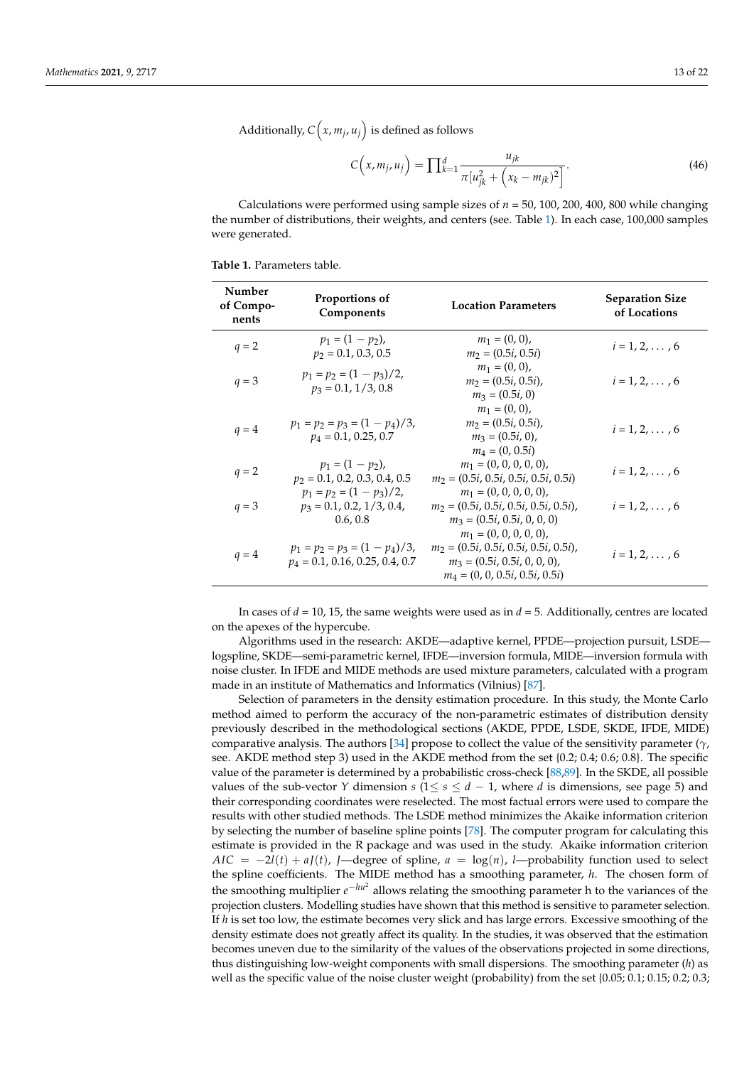Additionally, $C\left(x, m_j, u_j\right)$ is defined as follows

$$C\left(x, m_j, u_j\right) = \prod_{k=1}^{d} \frac{u_{jk}}{\pi\left[u_{jk}^2 + \left(x_k - m_{jk}\right)^2\right]}. \tag{46}$$

Calculations were performed using sample sizes of $n$ = 50, 100, 200, 400, 800 while changing the number of distributions, their weights, and centers (see. Table 1). In each case, 100,000 samples were generated.

**Table 1.** Parameters table.

| Number of Components | Proportions of Components | Location Parameters | Separation Size of Locations |
|---|---|---|---|
| $q = 2$ | $p_1 = (1 - p_2)$, $p_2$ = 0.1, 0.3, 0.5 | $m_1 = (0, 0)$, $m_2 = (0.5i, 0.5i)$ | $i = 1, 2, \ldots, 6$ |
| $q = 3$ | $p_1 = p_2 = (1 - p_3)/2$, $p_3$ = 0.1, 1/3, 0.8 | $m_1 = (0, 0)$, $m_2 = (0.5i, 0.5i)$, $m_3 = (0.5i, 0)$ | $i = 1, 2, \ldots, 6$ |
| $q = 4$ | $p_1 = p_2 = p_3 = (1 - p_4)/3$, $p_4$ = 0.1, 0.25, 0.7 | $m_1 = (0, 0)$, $m_2 = (0.5i, 0.5i)$, $m_3 = (0.5i, 0)$, $m_4 = (0, 0.5i)$ | $i = 1, 2, \ldots, 6$ |
| $q = 2$ | $p_1 = (1 - p_2)$, $p_2$ = 0.1, 0.2, 0.3, 0.4, 0.5 | $m_1 = (0, 0, 0, 0, 0)$, $m_2 = (0.5i, 0.5i, 0.5i, 0.5i, 0.5i)$ | $i = 1, 2, \ldots, 6$ |
| $q = 3$ | $p_1 = p_2 = (1 - p_3)/2$, $p_3$ = 0.1, 0.2, 1/3, 0.4, 0.6, 0.8 | $m_1 = (0, 0, 0, 0, 0)$, $m_2 = (0.5i, 0.5i, 0.5i, 0.5i, 0.5i)$, $m_3 = (0.5i, 0.5i, 0, 0, 0)$ | $i = 1, 2, \ldots, 6$ |
| $q = 4$ | $p_1 = p_2 = p_3 = (1 - p_4)/3$, $p_4$ = 0.1, 0.16, 0.25, 0.4, 0.7 | $m_1 = (0, 0, 0, 0, 0)$, $m_2 = (0.5i, 0.5i, 0.5i, 0.5i, 0.5i)$, $m_3 = (0.5i, 0.5i, 0, 0, 0)$, $m_4 = (0, 0, 0.5i, 0.5i, 0.5i)$ | $i = 1, 2, \ldots, 6$ |

In cases of $d$ = 10, 15, the same weights were used as in $d$ = 5. Additionally, centres are located on the apexes of the hypercube.

Algorithms used in the research: AKDE—adaptive kernel, PPDE—projection pursuit, LSDE—logspline, SKDE—semi-parametric kernel, IFDE—inversion formula, MIDE—inversion formula with noise cluster. In IFDE and MIDE methods are used mixture parameters, calculated with a program made in an institute of Mathematics and Informatics (Vilnius) [87].

Selection of parameters in the density estimation procedure. In this study, the Monte Carlo method aimed to perform the accuracy of the non-parametric estimates of distribution density previously described in the methodological sections (AKDE, PPDE, LSDE, SKDE, IFDE, MIDE) comparative analysis. The authors [34] propose to collect the value of the sensitivity parameter ($\gamma$, see. AKDE method step 3) used in the AKDE method from the set {0.2; 0.4; 0.6; 0.8}. The specific value of the parameter is determined by a probabilistic cross-check [88,89]. In the SKDE, all possible values of the sub-vector $Y$ dimension $s$ ($1 \leq s \leq d - 1$, where $d$ is dimensions, see page 5) and their corresponding coordinates were reselected. The most factual errors were used to compare the results with other studied methods. The LSDE method minimizes the Akaike information criterion by selecting the number of baseline spline points [78]. The computer program for calculating this estimate is provided in the R package and was used in the study. Akaike information criterion $AIC = -2l(t) + aJ(t)$, $J$—degree of spline, $a = \log(n)$, $l$—probability function used to select the spline coefficients. The MIDE method has a smoothing parameter, $h$. The chosen form of the smoothing multiplier $e^{-hu^2}$ allows relating the smoothing parameter h to the variances of the projection clusters. Modelling studies have shown that this method is sensitive to parameter selection. If $h$ is set too low, the estimate becomes very slick and has large errors. Excessive smoothing of the density estimate does not greatly affect its quality. In the studies, it was observed that the estimation becomes uneven due to the similarity of the values of the observations projected in some directions, thus distinguishing low-weight components with small dispersions. The smoothing parameter ($h$) as well as the specific value of the noise cluster weight (probability) from the set {0.05; 0.1; 0.15; 0.2; 0.3;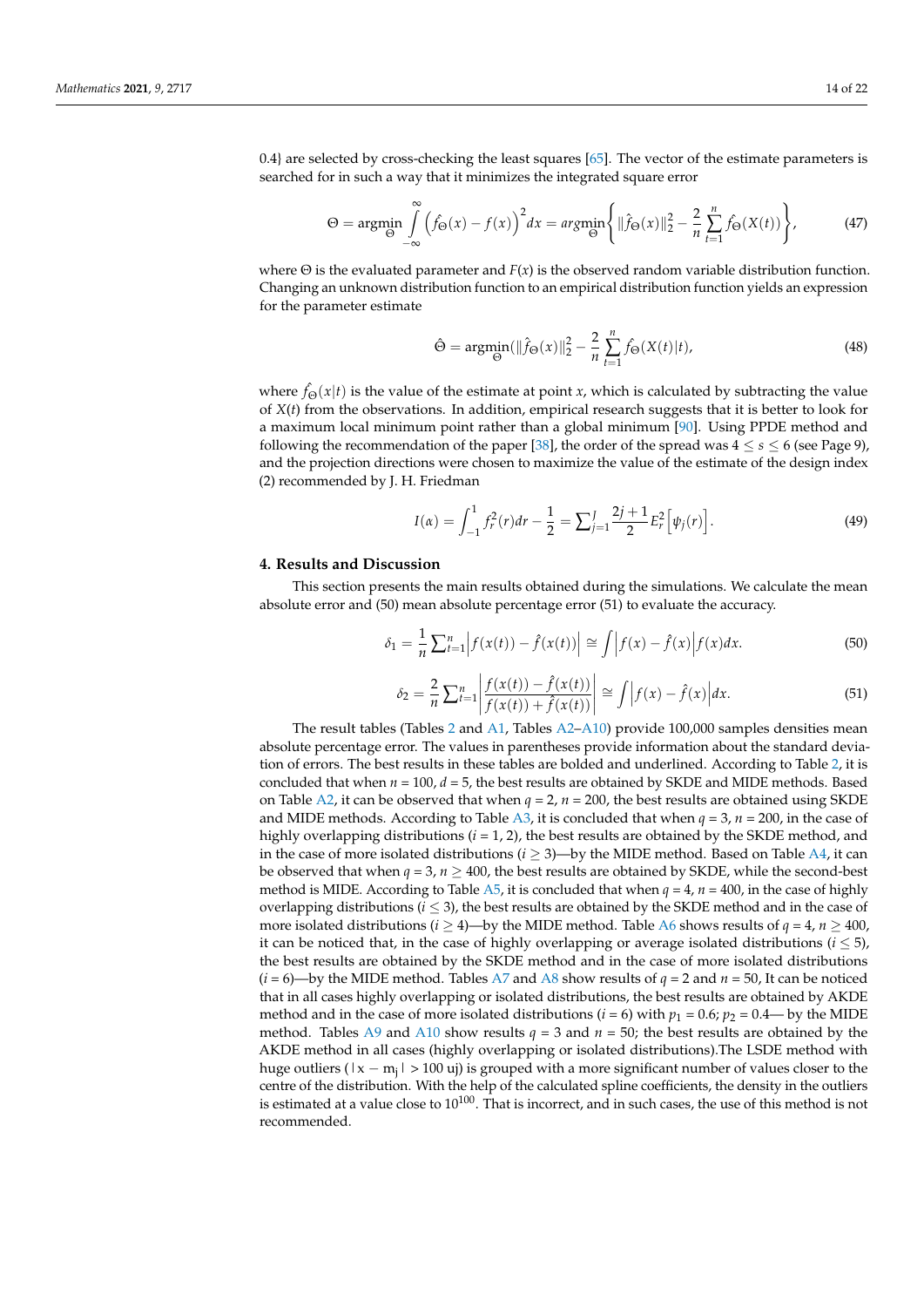0.4} are selected by cross-checking the least squares [65]. The vector of the estimate parameters is searched for in such a way that it minimizes the integrated square error

$$\Theta = \underset{\Theta}{\text{argmin}} \int_{-\infty}^{\infty} \left(\hat{f_\Theta}(x) - f(x)\right)^2 dx = \underset{\Theta}{argmin}\left\{ \|\hat{f}_\Theta(x)\|_2^2 - \frac{2}{n}\sum_{t=1}^{n} \hat{f_\Theta}(X(t)) \right\}, \tag{47}$$

where $\Theta$ is the evaluated parameter and $F(x)$ is the observed random variable distribution function. Changing an unknown distribution function to an empirical distribution function yields an expression for the parameter estimate

$$\hat{\Theta} = \underset{\Theta}{\text{argmin}}(\|\hat{f}_\Theta(x)\|_2^2 - \frac{2}{n}\sum_{t=1}^{n} \hat{f_\Theta}(X(t)|t), \tag{48}$$

where $\hat{f_\Theta}(x|t)$ is the value of the estimate at point $x$, which is calculated by subtracting the value of $X(t)$ from the observations. In addition, empirical research suggests that it is better to look for a maximum local minimum point rather than a global minimum [90]. Using PPDE method and following the recommendation of the paper [38], the order of the spread was $4 \le s \le 6$ (see Page 9), and the projection directions were chosen to maximize the value of the estimate of the design index (2) recommended by J. H. Friedman

$$I(\alpha) = \int_{-1}^{1} f_r^2(r)dr - \frac{1}{2} = \sum\nolimits_{j=1}^{J} \frac{2j+1}{2} E_r^2\left[\psi_j(r)\right]. \tag{49}$$

## 4. Results and Discussion

This section presents the main results obtained during the simulations. We calculate the mean absolute error and (50) mean absolute percentage error (51) to evaluate the accuracy.

$$\delta_1 = \frac{1}{n}\sum\nolimits_{t=1}^{n}\left|f(x(t)) - \hat{f}(x(t))\right| \cong \int\left|f(x) - \hat{f}(x)\right|f(x)dx. \tag{50}$$

$$\delta_2 = \frac{2}{n}\sum\nolimits_{t=1}^{n}\left|\frac{f(x(t)) - \hat{f}(x(t))}{f(x(t)) + \hat{f}(x(t))}\right| \cong \int\left|f(x) - \hat{f}(x)\right|dx. \tag{51}$$

The result tables (Tables 2 and A1, Tables A2–A10) provide 100,000 samples densities mean absolute percentage error. The values in parentheses provide information about the standard deviation of errors. The best results in these tables are bolded and underlined. According to Table 2, it is concluded that when $n$ = 100, $d$ = 5, the best results are obtained by SKDE and MIDE methods. Based on Table A2, it can be observed that when $q$ = 2, $n$ = 200, the best results are obtained using SKDE and MIDE methods. According to Table A3, it is concluded that when $q$ = 3, $n$ = 200, in the case of highly overlapping distributions ($i$ = 1, 2), the best results are obtained by the SKDE method, and in the case of more isolated distributions ($i \ge 3$)—by the MIDE method. Based on Table A4, it can be observed that when $q$ = 3, $n \ge 400$, the best results are obtained by SKDE, while the second-best method is MIDE. According to Table A5, it is concluded that when $q$ = 4, $n$ = 400, in the case of highly overlapping distributions ($i \le 3$), the best results are obtained by the SKDE method and in the case of more isolated distributions ($i \ge 4$)—by the MIDE method. Table A6 shows results of $q$ = 4, $n \ge 400$, it can be noticed that, in the case of highly overlapping or average isolated distributions ($i \le 5$), the best results are obtained by the SKDE method and in the case of more isolated distributions ($i$ = 6)—by the MIDE method. Tables A7 and A8 show results of $q$ = 2 and $n$ = 50, It can be noticed that in all cases highly overlapping or isolated distributions, the best results are obtained by AKDE method and in the case of more isolated distributions ($i$ = 6) with $p_1$ = 0.6; $p_2$ = 0.4— by the MIDE method. Tables A9 and A10 show results $q$ = 3 and $n$ = 50; the best results are obtained by the AKDE method in all cases (highly overlapping or isolated distributions).The LSDE method with huge outliers ($|x - m_j| > 100$ uj) is grouped with a more significant number of values closer to the centre of the distribution. With the help of the calculated spline coefficients, the density in the outliers is estimated at a value close to $10^{100}$. That is incorrect, and in such cases, the use of this method is not recommended.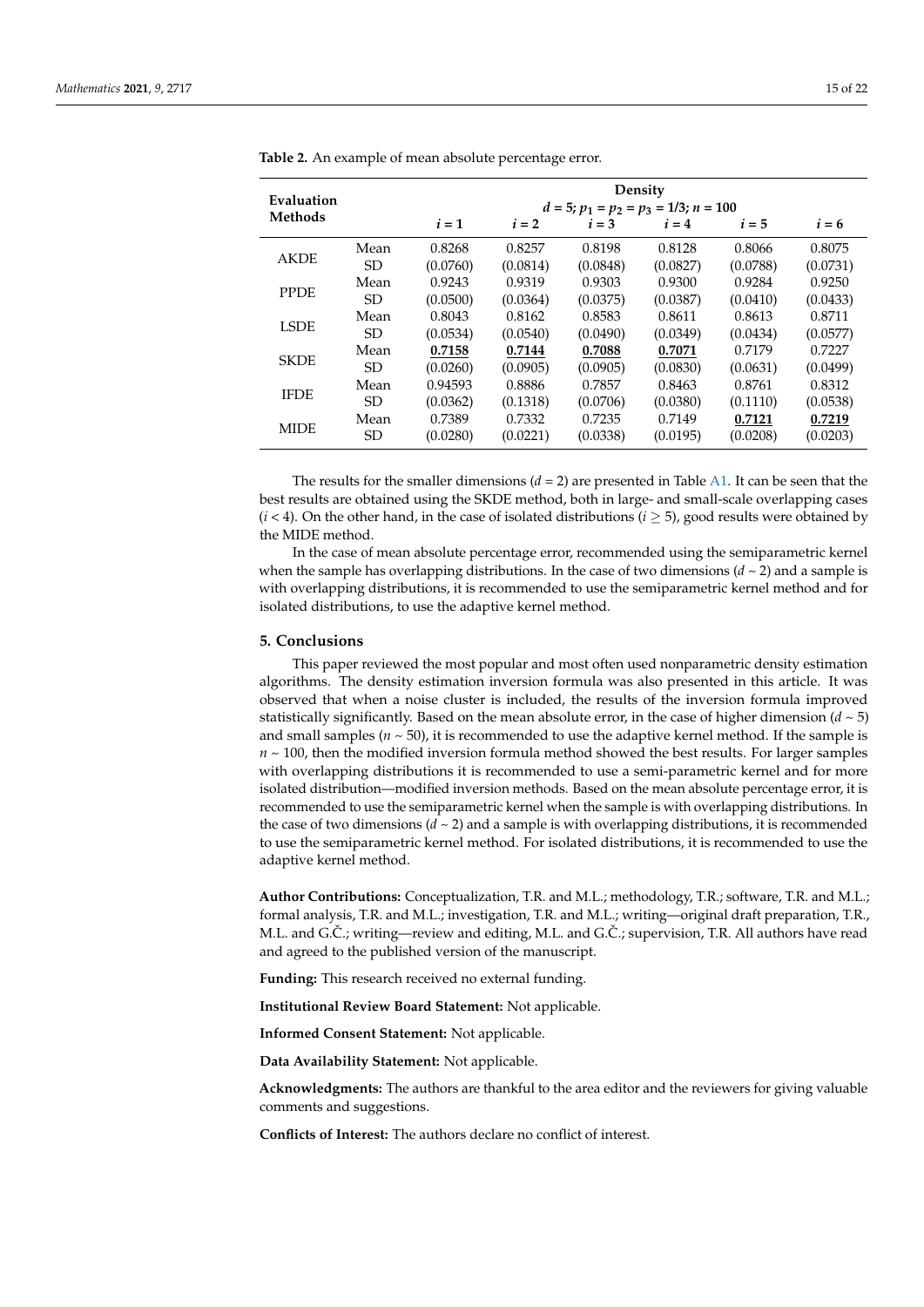**Table 2.** An example of mean absolute percentage error.

| Evaluation Methods | | Density $d = 5$; $p_1 = p_2 = p_3 = 1/3$; $n = 100$ | | | | | |
|---|---|---|---|---|---|---|---|
| | | $i = 1$ | $i = 2$ | $i = 3$ | $i = 4$ | $i = 5$ | $i = 6$ |
| AKDE | Mean | 0.8268 | 0.8257 | 0.8198 | 0.8128 | 0.8066 | 0.8075 |
| | SD | (0.0760) | (0.0814) | (0.0848) | (0.0827) | (0.0788) | (0.0731) |
| PPDE | Mean | 0.9243 | 0.9319 | 0.9303 | 0.9300 | 0.9284 | 0.9250 |
| | SD | (0.0500) | (0.0364) | (0.0375) | (0.0387) | (0.0410) | (0.0433) |
| LSDE | Mean | 0.8043 | 0.8162 | 0.8583 | 0.8611 | 0.8613 | 0.8711 |
| | SD | (0.0534) | (0.0540) | (0.0490) | (0.0349) | (0.0434) | (0.0577) |
| SKDE | Mean | **0.7158** | **0.7144** | **0.7088** | **0.7071** | 0.7179 | 0.7227 |
| | SD | (0.0260) | (0.0905) | (0.0905) | (0.0830) | (0.0631) | (0.0499) |
| IFDE | Mean | 0.94593 | 0.8886 | 0.7857 | 0.8463 | 0.8761 | 0.8312 |
| | SD | (0.0362) | (0.1318) | (0.0706) | (0.0380) | (0.1110) | (0.0538) |
| MIDE | Mean | 0.7389 | 0.7332 | 0.7235 | 0.7149 | **0.7121** | **0.7219** |
| | SD | (0.0280) | (0.0221) | (0.0338) | (0.0195) | (0.0208) | (0.0203) |

The results for the smaller dimensions ($d = 2$) are presented in Table A1. It can be seen that the best results are obtained using the SKDE method, both in large- and small-scale overlapping cases ($i < 4$). On the other hand, in the case of isolated distributions ($i \geq 5$), good results were obtained by the MIDE method.

In the case of mean absolute percentage error, recommended using the semiparametric kernel when the sample has overlapping distributions. In the case of two dimensions ($d \sim 2$) and a sample is with overlapping distributions, it is recommended to use the semiparametric kernel method and for isolated distributions, to use the adaptive kernel method.

## 5. Conclusions

This paper reviewed the most popular and most often used nonparametric density estimation algorithms. The density estimation inversion formula was also presented in this article. It was observed that when a noise cluster is included, the results of the inversion formula improved statistically significantly. Based on the mean absolute error, in the case of higher dimension ($d \sim 5$) and small samples ($n \sim 50$), it is recommended to use the adaptive kernel method. If the sample is $n \sim 100$, then the modified inversion formula method showed the best results. For larger samples with overlapping distributions it is recommended to use a semi-parametric kernel and for more isolated distribution—modified inversion methods. Based on the mean absolute percentage error, it is recommended to use the semiparametric kernel when the sample is with overlapping distributions. In the case of two dimensions ($d \sim 2$) and a sample is with overlapping distributions, it is recommended to use the semiparametric kernel method. For isolated distributions, it is recommended to use the adaptive kernel method.

**Author Contributions:** Conceptualization, T.R. and M.L.; methodology, T.R.; software, T.R. and M.L.; formal analysis, T.R. and M.L.; investigation, T.R. and M.L.; writing—original draft preparation, T.R., M.L. and G.Č.; writing—review and editing, M.L. and G.Č.; supervision, T.R. All authors have read and agreed to the published version of the manuscript.

**Funding:** This research received no external funding.

**Institutional Review Board Statement:** Not applicable.

**Informed Consent Statement:** Not applicable.

**Data Availability Statement:** Not applicable.

**Acknowledgments:** The authors are thankful to the area editor and the reviewers for giving valuable comments and suggestions.

**Conflicts of Interest:** The authors declare no conflict of interest.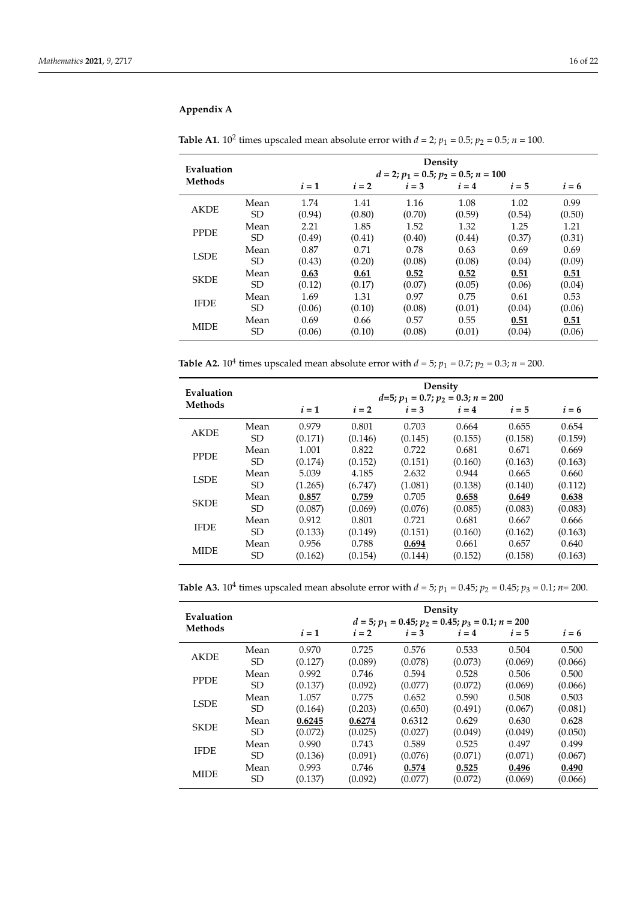## Appendix A

**Table A1.** $10^2$ times upscaled mean absolute error with $d$ = 2; $p_1$ = 0.5; $p_2$ = 0.5; $n$ = 100.

| Evaluation Methods | | Density $d$ = 2; $p_1$ = 0.5; $p_2$ = 0.5; $n$ = 100 | | | | | |
|---|---|---|---|---|---|---|---|
| | | $i$ = 1 | $i$ = 2 | $i$ = 3 | $i$ = 4 | $i$ = 5 | $i$ = 6 |
| AKDE | Mean | 1.74 | 1.41 | 1.16 | 1.08 | 1.02 | 0.99 |
| | SD | (0.94) | (0.80) | (0.70) | (0.59) | (0.54) | (0.50) |
| PPDE | Mean | 2.21 | 1.85 | 1.52 | 1.32 | 1.25 | 1.21 |
| | SD | (0.49) | (0.41) | (0.40) | (0.44) | (0.37) | (0.31) |
| LSDE | Mean | 0.87 | 0.71 | 0.78 | 0.63 | 0.69 | 0.69 |
| | SD | (0.43) | (0.20) | (0.08) | (0.08) | (0.04) | (0.09) |
| SKDE | Mean | **0.63** | **0.61** | **0.52** | **0.52** | **0.51** | **0.51** |
| | SD | (0.12) | (0.17) | (0.07) | (0.05) | (0.06) | (0.04) |
| IFDE | Mean | 1.69 | 1.31 | 0.97 | 0.75 | 0.61 | 0.53 |
| | SD | (0.06) | (0.10) | (0.08) | (0.01) | (0.04) | (0.06) |
| MIDE | Mean | 0.69 | 0.66 | 0.57 | 0.55 | **0.51** | **0.51** |
| | SD | (0.06) | (0.10) | (0.08) | (0.01) | (0.04) | (0.06) |

**Table A2.** $10^4$ times upscaled mean absolute error with $d$ = 5; $p_1$ = 0.7; $p_2$ = 0.3; $n$ = 200.

| Evaluation Methods | | Density $d$=5; $p_1$ = 0.7; $p_2$ = 0.3; $n$ = 200 | | | | | |
|---|---|---|---|---|---|---|---|
| | | $i$ = 1 | $i$ = 2 | $i$ = 3 | $i$ = 4 | $i$ = 5 | $i$ = 6 |
| AKDE | Mean | 0.979 | 0.801 | 0.703 | 0.664 | 0.655 | 0.654 |
| | SD | (0.171) | (0.146) | (0.145) | (0.155) | (0.158) | (0.159) |
| PPDE | Mean | 1.001 | 0.822 | 0.722 | 0.681 | 0.671 | 0.669 |
| | SD | (0.174) | (0.152) | (0.151) | (0.160) | (0.163) | (0.163) |
| LSDE | Mean | 5.039 | 4.185 | 2.632 | 0.944 | 0.665 | 0.660 |
| | SD | (1.265) | (6.747) | (1.081) | (0.138) | (0.140) | (0.112) |
| SKDE | Mean | **0.857** | **0.759** | 0.705 | **0.658** | **0.649** | **0.638** |
| | SD | (0.087) | (0.069) | (0.076) | (0.085) | (0.083) | (0.083) |
| IFDE | Mean | 0.912 | 0.801 | 0.721 | 0.681 | 0.667 | 0.666 |
| | SD | (0.133) | (0.149) | (0.151) | (0.160) | (0.162) | (0.163) |
| MIDE | Mean | 0.956 | 0.788 | **0.694** | 0.661 | 0.657 | 0.640 |
| | SD | (0.162) | (0.154) | (0.144) | (0.152) | (0.158) | (0.163) |

**Table A3.** $10^4$ times upscaled mean absolute error with $d$ = 5; $p_1$ = 0.45; $p_2$ = 0.45; $p_3$ = 0.1; $n$= 200.

| Evaluation Methods | | Density $d$ = 5; $p_1$ = 0.45; $p_2$ = 0.45; $p_3$ = 0.1; $n$ = 200 | | | | | |
|---|---|---|---|---|---|---|---|
| | | $i$ = 1 | $i$ = 2 | $i$ = 3 | $i$ = 4 | $i$ = 5 | $i$ = 6 |
| AKDE | Mean | 0.970 | 0.725 | 0.576 | 0.533 | 0.504 | 0.500 |
| | SD | (0.127) | (0.089) | (0.078) | (0.073) | (0.069) | (0.066) |
| PPDE | Mean | 0.992 | 0.746 | 0.594 | 0.528 | 0.506 | 0.500 |
| | SD | (0.137) | (0.092) | (0.077) | (0.072) | (0.069) | (0.066) |
| LSDE | Mean | 1.057 | 0.775 | 0.652 | 0.590 | 0.508 | 0.503 |
| | SD | (0.164) | (0.203) | (0.650) | (0.491) | (0.067) | (0.081) |
| SKDE | Mean | **0.6245** | **0.6274** | 0.6312 | 0.629 | 0.630 | 0.628 |
| | SD | (0.072) | (0.025) | (0.027) | (0.049) | (0.049) | (0.050) |
| IFDE | Mean | 0.990 | 0.743 | 0.589 | 0.525 | 0.497 | 0.499 |
| | SD | (0.136) | (0.091) | (0.076) | (0.071) | (0.071) | (0.067) |
| MIDE | Mean | 0.993 | 0.746 | **0.574** | **0.525** | **0.496** | **0.490** |
| | SD | (0.137) | (0.092) | (0.077) | (0.072) | (0.069) | (0.066) |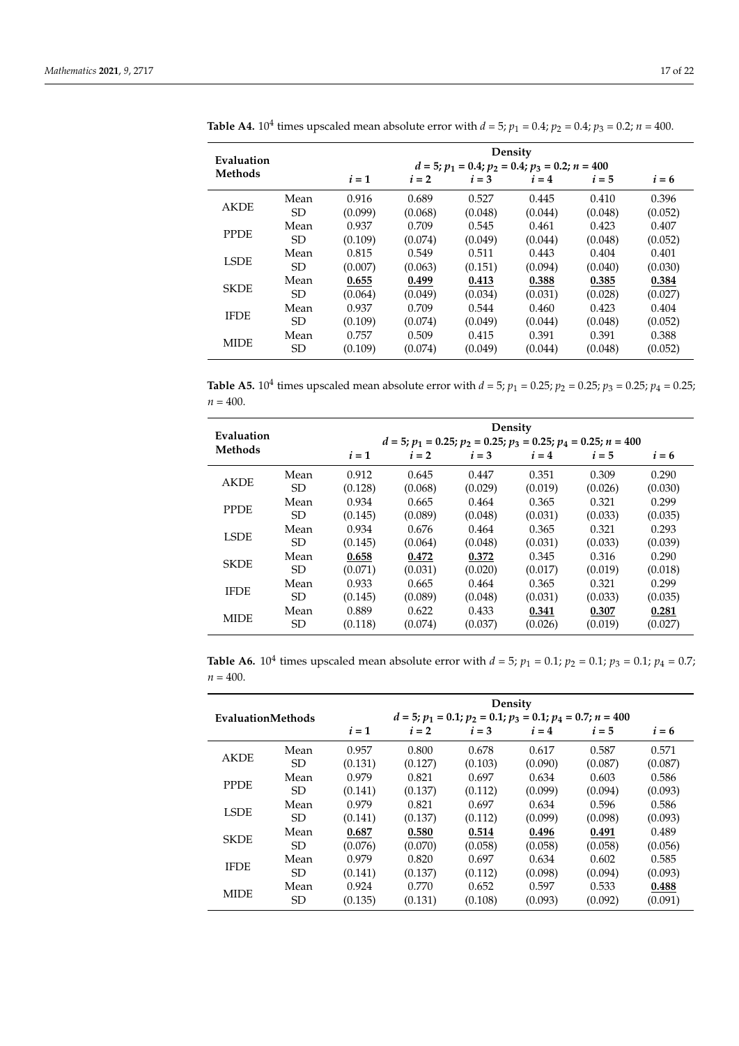**Table A4.** $10^4$ times upscaled mean absolute error with $d = 5$; $p_1 = 0.4$; $p_2 = 0.4$; $p_3 = 0.2$; $n = 400$.

| Evaluation Methods | | Density $d = 5$; $p_1 = 0.4$; $p_2 = 0.4$; $p_3 = 0.2$; $n = 400$ | | | | | |
|---|---|---|---|---|---|---|---|
| | | $i = 1$ | $i = 2$ | $i = 3$ | $i = 4$ | $i = 5$ | $i = 6$ |
| AKDE | Mean | 0.916 | 0.689 | 0.527 | 0.445 | 0.410 | 0.396 |
| | SD | (0.099) | (0.068) | (0.048) | (0.044) | (0.048) | (0.052) |
| PPDE | Mean | 0.937 | 0.709 | 0.545 | 0.461 | 0.423 | 0.407 |
| | SD | (0.109) | (0.074) | (0.049) | (0.044) | (0.048) | (0.052) |
| LSDE | Mean | 0.815 | 0.549 | 0.511 | 0.443 | 0.404 | 0.401 |
| | SD | (0.007) | (0.063) | (0.151) | (0.094) | (0.040) | (0.030) |
| SKDE | Mean | **0.655** | **0.499** | **0.413** | **0.388** | **0.385** | **0.384** |
| | SD | (0.064) | (0.049) | (0.034) | (0.031) | (0.028) | (0.027) |
| IFDE | Mean | 0.937 | 0.709 | 0.544 | 0.460 | 0.423 | 0.404 |
| | SD | (0.109) | (0.074) | (0.049) | (0.044) | (0.048) | (0.052) |
| MIDE | Mean | 0.757 | 0.509 | 0.415 | 0.391 | 0.391 | 0.388 |
| | SD | (0.109) | (0.074) | (0.049) | (0.044) | (0.048) | (0.052) |

**Table A5.** $10^4$ times upscaled mean absolute error with $d = 5$; $p_1 = 0.25$; $p_2 = 0.25$; $p_3 = 0.25$; $p_4 = 0.25$; $n = 400$.

| Evaluation Methods | | Density $d = 5$; $p_1 = 0.25$; $p_2 = 0.25$; $p_3 = 0.25$; $p_4 = 0.25$; $n = 400$ | | | | | |
|---|---|---|---|---|---|---|---|
| | | $i = 1$ | $i = 2$ | $i = 3$ | $i = 4$ | $i = 5$ | $i = 6$ |
| AKDE | Mean | 0.912 | 0.645 | 0.447 | 0.351 | 0.309 | 0.290 |
| | SD | (0.128) | (0.068) | (0.029) | (0.019) | (0.026) | (0.030) |
| PPDE | Mean | 0.934 | 0.665 | 0.464 | 0.365 | 0.321 | 0.299 |
| | SD | (0.145) | (0.089) | (0.048) | (0.031) | (0.033) | (0.035) |
| LSDE | Mean | 0.934 | 0.676 | 0.464 | 0.365 | 0.321 | 0.293 |
| | SD | (0.145) | (0.064) | (0.048) | (0.031) | (0.033) | (0.039) |
| SKDE | Mean | **0.658** | **0.472** | **0.372** | 0.345 | 0.316 | 0.290 |
| | SD | (0.071) | (0.031) | (0.020) | (0.017) | (0.019) | (0.018) |
| IFDE | Mean | 0.933 | 0.665 | 0.464 | 0.365 | 0.321 | 0.299 |
| | SD | (0.145) | (0.089) | (0.048) | (0.031) | (0.033) | (0.035) |
| MIDE | Mean | 0.889 | 0.622 | 0.433 | **0.341** | **0.307** | **0.281** |
| | SD | (0.118) | (0.074) | (0.037) | (0.026) | (0.019) | (0.027) |

**Table A6.** $10^4$ times upscaled mean absolute error with $d = 5$; $p_1 = 0.1$; $p_2 = 0.1$; $p_3 = 0.1$; $p_4 = 0.7$; $n = 400$.

| EvaluationMethods | | Density $d = 5$; $p_1 = 0.1$; $p_2 = 0.1$; $p_3 = 0.1$; $p_4 = 0.7$; $n = 400$ | | | | | |
|---|---|---|---|---|---|---|---|
| | | $i = 1$ | $i = 2$ | $i = 3$ | $i = 4$ | $i = 5$ | $i = 6$ |
| AKDE | Mean | 0.957 | 0.800 | 0.678 | 0.617 | 0.587 | 0.571 |
| | SD | (0.131) | (0.127) | (0.103) | (0.090) | (0.087) | (0.087) |
| PPDE | Mean | 0.979 | 0.821 | 0.697 | 0.634 | 0.603 | 0.586 |
| | SD | (0.141) | (0.137) | (0.112) | (0.099) | (0.094) | (0.093) |
| LSDE | Mean | 0.979 | 0.821 | 0.697 | 0.634 | 0.596 | 0.586 |
| | SD | (0.141) | (0.137) | (0.112) | (0.099) | (0.098) | (0.093) |
| SKDE | Mean | **0.687** | **0.580** | **0.514** | **0.496** | **0.491** | 0.489 |
| | SD | (0.076) | (0.070) | (0.058) | (0.058) | (0.058) | (0.056) |
| IFDE | Mean | 0.979 | 0.820 | 0.697 | 0.634 | 0.602 | 0.585 |
| | SD | (0.141) | (0.137) | (0.112) | (0.098) | (0.094) | (0.093) |
| MIDE | Mean | 0.924 | 0.770 | 0.652 | 0.597 | 0.533 | **0.488** |
| | SD | (0.135) | (0.131) | (0.108) | (0.093) | (0.092) | (0.091) |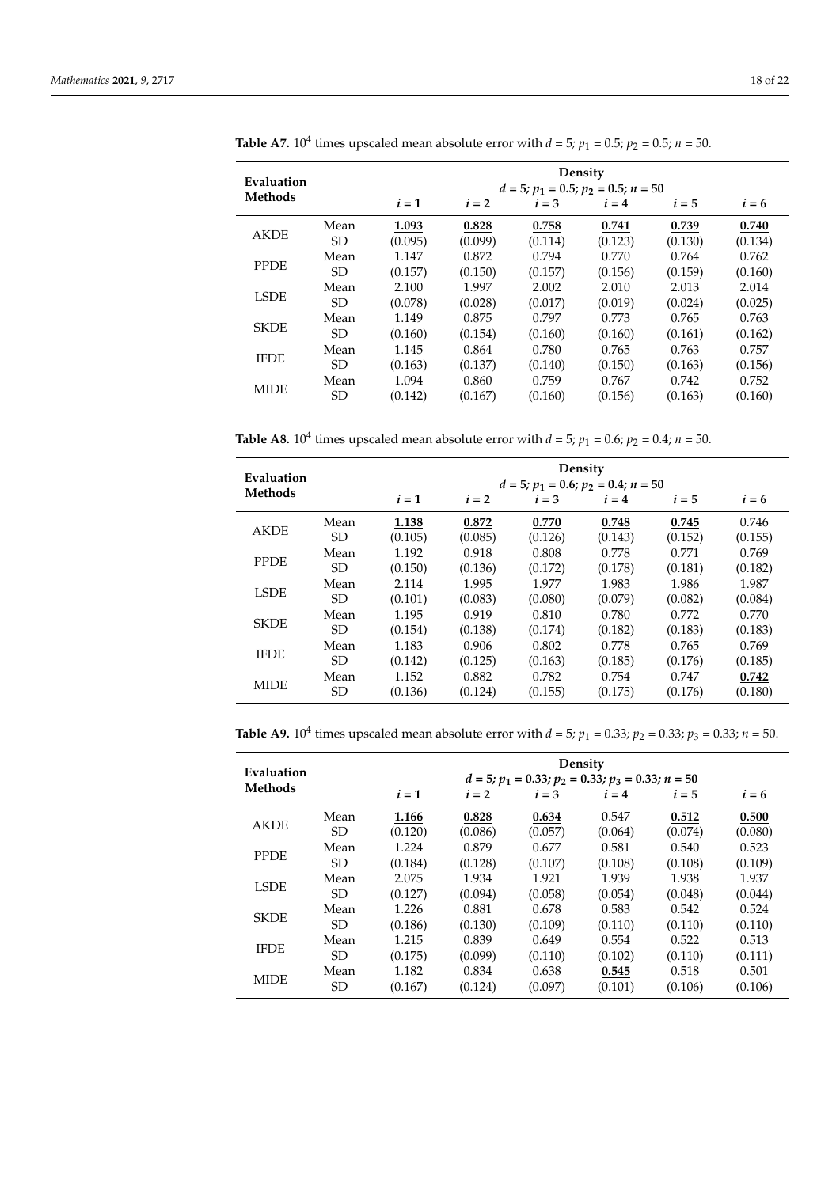**Table A7.** $10^4$ times upscaled mean absolute error with $d = 5$; $p_1 = 0.5$; $p_2 = 0.5$; $n = 50$.

| Evaluation Methods | | Density $d = 5$; $p_1 = 0.5$; $p_2 = 0.5$; $n = 50$ | | | | | |
|---|---|---|---|---|---|---|---|
| | | $i = 1$ | $i = 2$ | $i = 3$ | $i = 4$ | $i = 5$ | $i = 6$ |
| AKDE | Mean | <u>**1.093**</u> | <u>**0.828**</u> | <u>**0.758**</u> | <u>**0.741**</u> | <u>**0.739**</u> | <u>**0.740**</u> |
| | SD | (0.095) | (0.099) | (0.114) | (0.123) | (0.130) | (0.134) |
| PPDE | Mean | 1.147 | 0.872 | 0.794 | 0.770 | 0.764 | 0.762 |
| | SD | (0.157) | (0.150) | (0.157) | (0.156) | (0.159) | (0.160) |
| LSDE | Mean | 2.100 | 1.997 | 2.002 | 2.010 | 2.013 | 2.014 |
| | SD | (0.078) | (0.028) | (0.017) | (0.019) | (0.024) | (0.025) |
| SKDE | Mean | 1.149 | 0.875 | 0.797 | 0.773 | 0.765 | 0.763 |
| | SD | (0.160) | (0.154) | (0.160) | (0.160) | (0.161) | (0.162) |
| IFDE | Mean | 1.145 | 0.864 | 0.780 | 0.765 | 0.763 | 0.757 |
| | SD | (0.163) | (0.137) | (0.140) | (0.150) | (0.163) | (0.156) |
| MIDE | Mean | 1.094 | 0.860 | 0.759 | 0.767 | 0.742 | 0.752 |
| | SD | (0.142) | (0.167) | (0.160) | (0.156) | (0.163) | (0.160) |

**Table A8.** $10^4$ times upscaled mean absolute error with $d = 5$; $p_1 = 0.6$; $p_2 = 0.4$; $n = 50$.

| Evaluation Methods | | Density $d = 5$; $p_1 = 0.6$; $p_2 = 0.4$; $n = 50$ | | | | | |
|---|---|---|---|---|---|---|---|
| | | $i = 1$ | $i = 2$ | $i = 3$ | $i = 4$ | $i = 5$ | $i = 6$ |
| AKDE | Mean | <u>**1.138**</u> | <u>**0.872**</u> | <u>**0.770**</u> | <u>**0.748**</u> | <u>**0.745**</u> | 0.746 |
| | SD | (0.105) | (0.085) | (0.126) | (0.143) | (0.152) | (0.155) |
| PPDE | Mean | 1.192 | 0.918 | 0.808 | 0.778 | 0.771 | 0.769 |
| | SD | (0.150) | (0.136) | (0.172) | (0.178) | (0.181) | (0.182) |
| LSDE | Mean | 2.114 | 1.995 | 1.977 | 1.983 | 1.986 | 1.987 |
| | SD | (0.101) | (0.083) | (0.080) | (0.079) | (0.082) | (0.084) |
| SKDE | Mean | 1.195 | 0.919 | 0.810 | 0.780 | 0.772 | 0.770 |
| | SD | (0.154) | (0.138) | (0.174) | (0.182) | (0.183) | (0.183) |
| IFDE | Mean | 1.183 | 0.906 | 0.802 | 0.778 | 0.765 | 0.769 |
| | SD | (0.142) | (0.125) | (0.163) | (0.185) | (0.176) | (0.185) |
| MIDE | Mean | 1.152 | 0.882 | 0.782 | 0.754 | 0.747 | <u>**0.742**</u> |
| | SD | (0.136) | (0.124) | (0.155) | (0.175) | (0.176) | (0.180) |

**Table A9.** $10^4$ times upscaled mean absolute error with $d = 5$; $p_1 = 0.33$; $p_2 = 0.33$; $p_3 = 0.33$; $n = 50$.

| Evaluation Methods | | Density $d = 5$; $p_1 = 0.33$; $p_2 = 0.33$; $p_3 = 0.33$; $n = 50$ | | | | | |
|---|---|---|---|---|---|---|---|
| | | $i = 1$ | $i = 2$ | $i = 3$ | $i = 4$ | $i = 5$ | $i = 6$ |
| AKDE | Mean | <u>**1.166**</u> | <u>**0.828**</u> | <u>**0.634**</u> | 0.547 | <u>**0.512**</u> | <u>**0.500**</u> |
| | SD | (0.120) | (0.086) | (0.057) | (0.064) | (0.074) | (0.080) |
| PPDE | Mean | 1.224 | 0.879 | 0.677 | 0.581 | 0.540 | 0.523 |
| | SD | (0.184) | (0.128) | (0.107) | (0.108) | (0.108) | (0.109) |
| LSDE | Mean | 2.075 | 1.934 | 1.921 | 1.939 | 1.938 | 1.937 |
| | SD | (0.127) | (0.094) | (0.058) | (0.054) | (0.048) | (0.044) |
| SKDE | Mean | 1.226 | 0.881 | 0.678 | 0.583 | 0.542 | 0.524 |
| | SD | (0.186) | (0.130) | (0.109) | (0.110) | (0.110) | (0.110) |
| IFDE | Mean | 1.215 | 0.839 | 0.649 | 0.554 | 0.522 | 0.513 |
| | SD | (0.175) | (0.099) | (0.110) | (0.102) | (0.110) | (0.111) |
| MIDE | Mean | 1.182 | 0.834 | 0.638 | <u>**0.545**</u> | 0.518 | 0.501 |
| | SD | (0.167) | (0.124) | (0.097) | (0.101) | (0.106) | (0.106) |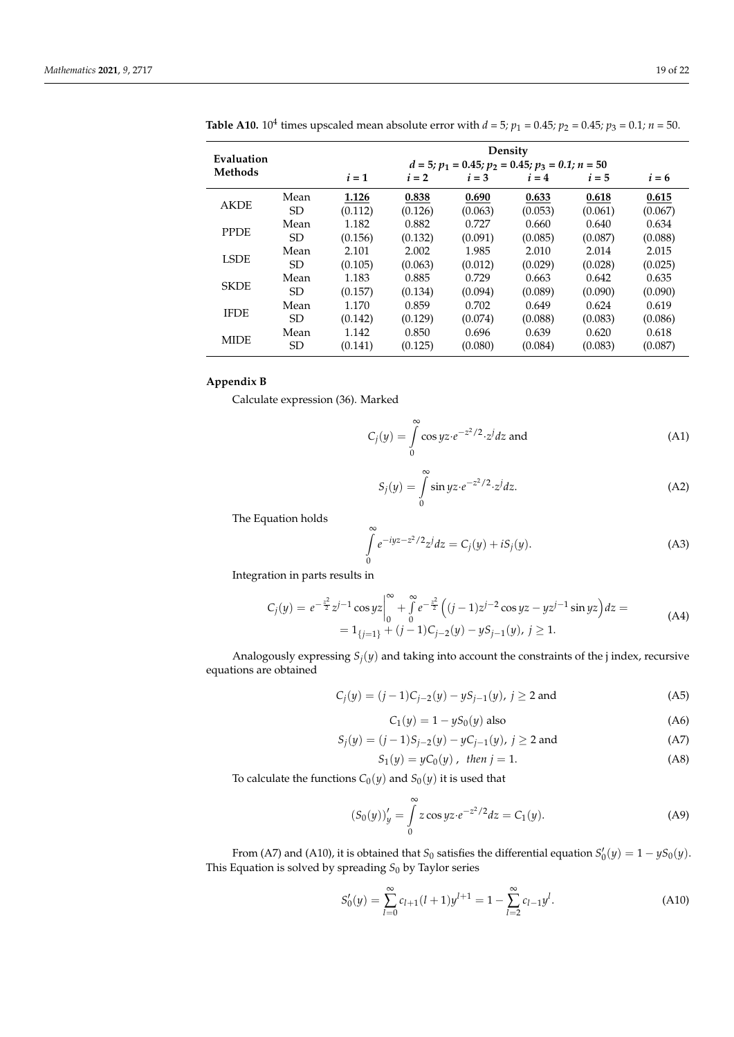**Table A10.** $10^4$ times upscaled mean absolute error with $d = 5$; $p_1 = 0.45$; $p_2 = 0.45$; $p_3 = 0.1$; $n = 50$.

| Evaluation Methods | | Density $d = 5$; $p_1 = 0.45$; $p_2 = 0.45$; $p_3 = 0.1$; $n = 50$ | | | | | |
|---|---|---|---|---|---|---|---|
| | | $i = 1$ | $i = 2$ | $i = 3$ | $i = 4$ | $i = 5$ | $i = 6$ |
| AKDE | Mean | **1.126** | **0.838** | **0.690** | **0.633** | **0.618** | **0.615** |
| | SD | (0.112) | (0.126) | (0.063) | (0.053) | (0.061) | (0.067) |
| PPDE | Mean | 1.182 | 0.882 | 0.727 | 0.660 | 0.640 | 0.634 |
| | SD | (0.156) | (0.132) | (0.091) | (0.085) | (0.087) | (0.088) |
| LSDE | Mean | 2.101 | 2.002 | 1.985 | 2.010 | 2.014 | 2.015 |
| | SD | (0.105) | (0.063) | (0.012) | (0.029) | (0.028) | (0.025) |
| SKDE | Mean | 1.183 | 0.885 | 0.729 | 0.663 | 0.642 | 0.635 |
| | SD | (0.157) | (0.134) | (0.094) | (0.089) | (0.090) | (0.090) |
| IFDE | Mean | 1.170 | 0.859 | 0.702 | 0.649 | 0.624 | 0.619 |
| | SD | (0.142) | (0.129) | (0.074) | (0.088) | (0.083) | (0.086) |
| MIDE | Mean | 1.142 | 0.850 | 0.696 | 0.639 | 0.620 | 0.618 |
| | SD | (0.141) | (0.125) | (0.080) | (0.084) | (0.083) | (0.087) |

## Appendix B

Calculate expression (36). Marked

$$C_j(y) = \int_0^\infty \cos yz \cdot e^{-z^2/2} \cdot z^j dz \text{ and} \tag{A1}$$

$$S_j(y) = \int_0^\infty \sin yz \cdot e^{-z^2/2} \cdot z^j dz. \tag{A2}$$

The Equation holds

$$\int_0^\infty e^{-iyz - z^2/2} z^j dz = C_j(y) + iS_j(y). \tag{A3}$$

Integration in parts results in

$$\begin{aligned} C_j(y) &= e^{-\frac{z^2}{2}} z^{j-1} \cos yz \Big|_0^\infty + \int_0^\infty e^{-\frac{z^2}{2}} \Big( (j-1) z^{j-2} \cos yz - y z^{j-1} \sin yz \Big) dz = \\ &= 1_{\{j=1\}} + (j-1) C_{j-2}(y) - y S_{j-1}(y), \ j \geq 1. \end{aligned} \tag{A4}$$

Analogously expressing $S_j(y)$ and taking into account the constraints of the j index, recursive equations are obtained

$$C_j(y) = (j-1) C_{j-2}(y) - y S_{j-1}(y), \ j \geq 2 \text{ and} \tag{A5}$$

$$C_1(y) = 1 - y S_0(y) \text{ also} \tag{A6}$$

$$S_j(y) = (j-1) S_{j-2}(y) - y C_{j-1}(y), \ j \geq 2 \text{ and} \tag{A7}$$

$$S_1(y) = y C_0(y)\,, \ \ \textit{then } j = 1. \tag{A8}$$

To calculate the functions $C_0(y)$ and $S_0(y)$ it is used that

$$(S_0(y))'_y = \int_0^\infty z \cos yz \cdot e^{-z^2/2} dz = C_1(y). \tag{A9}$$

From (A7) and (A10), it is obtained that $S_0$ satisfies the differential equation $S_0'(y) = 1 - y S_0(y)$. This Equation is solved by spreading $S_0$ by Taylor series

$$S_0'(y) = \sum_{l=0}^\infty c_{l+1}(l+1) y^{l+1} = 1 - \sum_{l=2}^\infty c_{l-1} y^l. \tag{A10}$$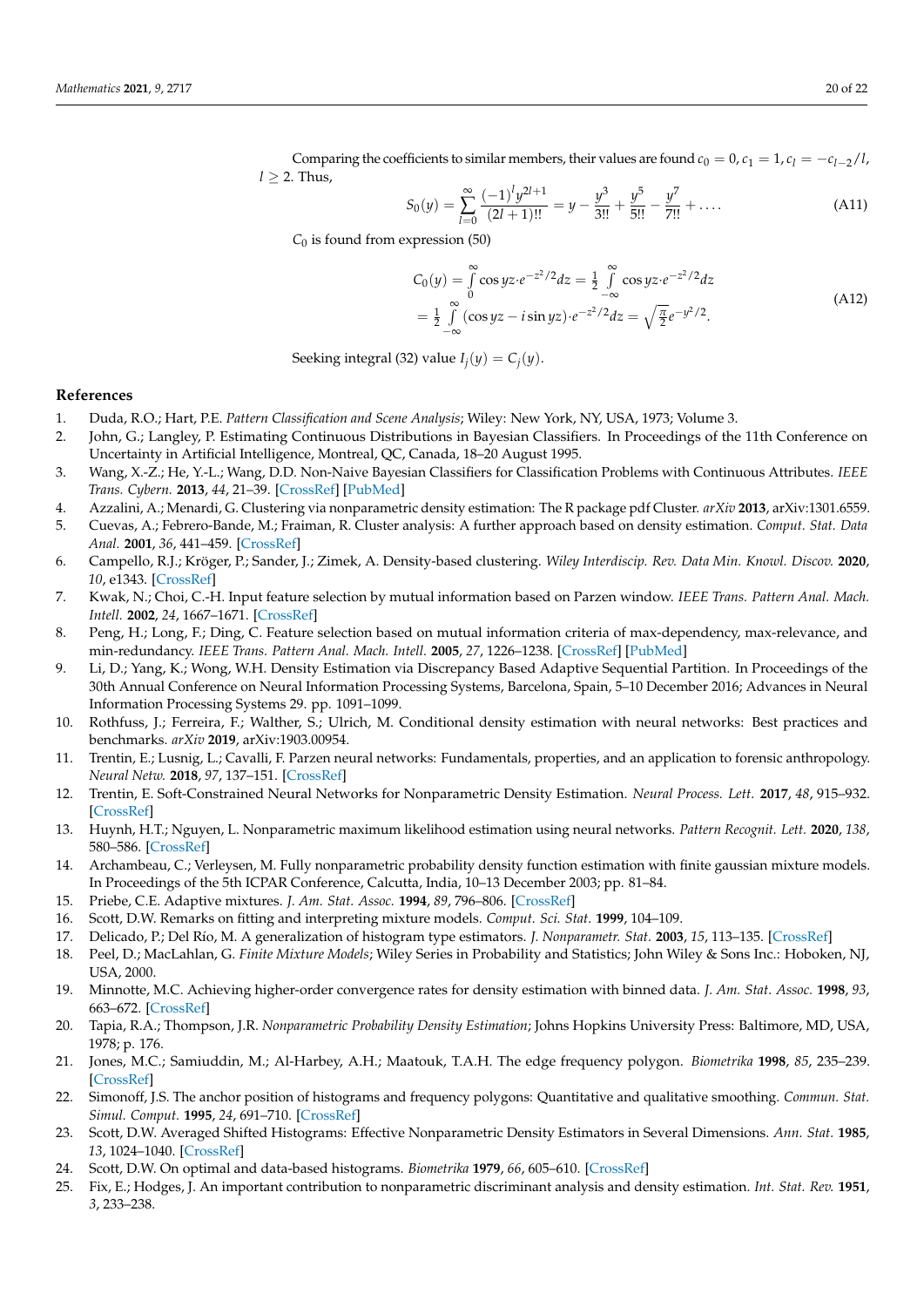Comparing the coefficients to similar members, their values are found $c_0 = 0, c_1 = 1, c_l = -c_{l-2}/l$, $l \geq 2$. Thus,

$$S_0(y) = \sum_{l=0}^{\infty} \frac{(-1)^l y^{2l+1}}{(2l+1)!!} = y - \frac{y^3}{3!!} + \frac{y^5}{5!!} - \frac{y^7}{7!!} + \ldots. \tag{A11}$$

$C_0$ is found from expression (50)

$$\begin{aligned} C_0(y) &= \int_0^{\infty} \cos yz \cdot e^{-z^2/2} dz = \frac{1}{2} \int_{-\infty}^{\infty} \cos yz \cdot e^{-z^2/2} dz \\ &= \frac{1}{2} \int_{-\infty}^{\infty} (\cos yz - i \sin yz) \cdot e^{-z^2/2} dz = \sqrt{\frac{\pi}{2}} e^{-y^2/2}. \end{aligned} \tag{A12}$$

Seeking integral (32) value $I_j(y) = C_j(y)$.

## References

1. Duda, R.O.; Hart, P.E. *Pattern Classification and Scene Analysis*; Wiley: New York, NY, USA, 1973; Volume 3.
2. John, G.; Langley, P. Estimating Continuous Distributions in Bayesian Classifiers. In Proceedings of the 11th Conference on Uncertainty in Artificial Intelligence, Montreal, QC, Canada, 18–20 August 1995.
3. Wang, X.-Z.; He, Y.-L.; Wang, D.D. Non-Naive Bayesian Classifiers for Classification Problems with Continuous Attributes. *IEEE Trans. Cybern.* **2013**, *44*, 21–39. [CrossRef] [PubMed]
4. Azzalini, A.; Menardi, G. Clustering via nonparametric density estimation: The R package pdf Cluster. *arXiv* **2013**, arXiv:1301.6559.
5. Cuevas, A.; Febrero-Bande, M.; Fraiman, R. Cluster analysis: A further approach based on density estimation. *Comput. Stat. Data Anal.* **2001**, *36*, 441–459. [CrossRef]
6. Campello, R.J.; Kröger, P.; Sander, J.; Zimek, A. Density-based clustering. *Wiley Interdiscip. Rev. Data Min. Knowl. Discov.* **2020**, *10*, e1343. [CrossRef]
7. Kwak, N.; Choi, C.-H. Input feature selection by mutual information based on Parzen window. *IEEE Trans. Pattern Anal. Mach. Intell.* **2002**, *24*, 1667–1671. [CrossRef]
8. Peng, H.; Long, F.; Ding, C. Feature selection based on mutual information criteria of max-dependency, max-relevance, and min-redundancy. *IEEE Trans. Pattern Anal. Mach. Intell.* **2005**, *27*, 1226–1238. [CrossRef] [PubMed]
9. Li, D.; Yang, K.; Wong, W.H. Density Estimation via Discrepancy Based Adaptive Sequential Partition. In Proceedings of the 30th Annual Conference on Neural Information Processing Systems, Barcelona, Spain, 5–10 December 2016; Advances in Neural Information Processing Systems 29. pp. 1091–1099.
10. Rothfuss, J.; Ferreira, F.; Walther, S.; Ulrich, M. Conditional density estimation with neural networks: Best practices and benchmarks. *arXiv* **2019**, arXiv:1903.00954.
11. Trentin, E.; Lusnig, L.; Cavalli, F. Parzen neural networks: Fundamentals, properties, and an application to forensic anthropology. *Neural Netw.* **2018**, *97*, 137–151. [CrossRef]
12. Trentin, E. Soft-Constrained Neural Networks for Nonparametric Density Estimation. *Neural Process. Lett.* **2017**, *48*, 915–932. [CrossRef]
13. Huynh, H.T.; Nguyen, L. Nonparametric maximum likelihood estimation using neural networks. *Pattern Recognit. Lett.* **2020**, *138*, 580–586. [CrossRef]
14. Archambeau, C.; Verleysen, M. Fully nonparametric probability density function estimation with finite gaussian mixture models. In Proceedings of the 5th ICPAR Conference, Calcutta, India, 10–13 December 2003; pp. 81–84.
15. Priebe, C.E. Adaptive mixtures. *J. Am. Stat. Assoc.* **1994**, *89*, 796–806. [CrossRef]
16. Scott, D.W. Remarks on fitting and interpreting mixture models. *Comput. Sci. Stat.* **1999**, 104–109.
17. Delicado, P.; Del Río, M. A generalization of histogram type estimators. *J. Nonparametr. Stat.* **2003**, *15*, 113–135. [CrossRef]
18. Peel, D.; MacLahlan, G. *Finite Mixture Models*; Wiley Series in Probability and Statistics; John Wiley & Sons Inc.: Hoboken, NJ, USA, 2000.
19. Minnotte, M.C. Achieving higher-order convergence rates for density estimation with binned data. *J. Am. Stat. Assoc.* **1998**, *93*, 663–672. [CrossRef]
20. Tapia, R.A.; Thompson, J.R. *Nonparametric Probability Density Estimation*; Johns Hopkins University Press: Baltimore, MD, USA, 1978; p. 176.
21. Jones, M.C.; Samiuddin, M.; Al-Harbey, A.H.; Maatouk, T.A.H. The edge frequency polygon. *Biometrika* **1998**, *85*, 235–239. [CrossRef]
22. Simonoff, J.S. The anchor position of histograms and frequency polygons: Quantitative and qualitative smoothing. *Commun. Stat. Simul. Comput.* **1995**, *24*, 691–710. [CrossRef]
23. Scott, D.W. Averaged Shifted Histograms: Effective Nonparametric Density Estimators in Several Dimensions. *Ann. Stat.* **1985**, *13*, 1024–1040. [CrossRef]
24. Scott, D.W. On optimal and data-based histograms. *Biometrika* **1979**, *66*, 605–610. [CrossRef]
25. Fix, E.; Hodges, J. An important contribution to nonparametric discriminant analysis and density estimation. *Int. Stat. Rev.* **1951**, *3*, 233–238.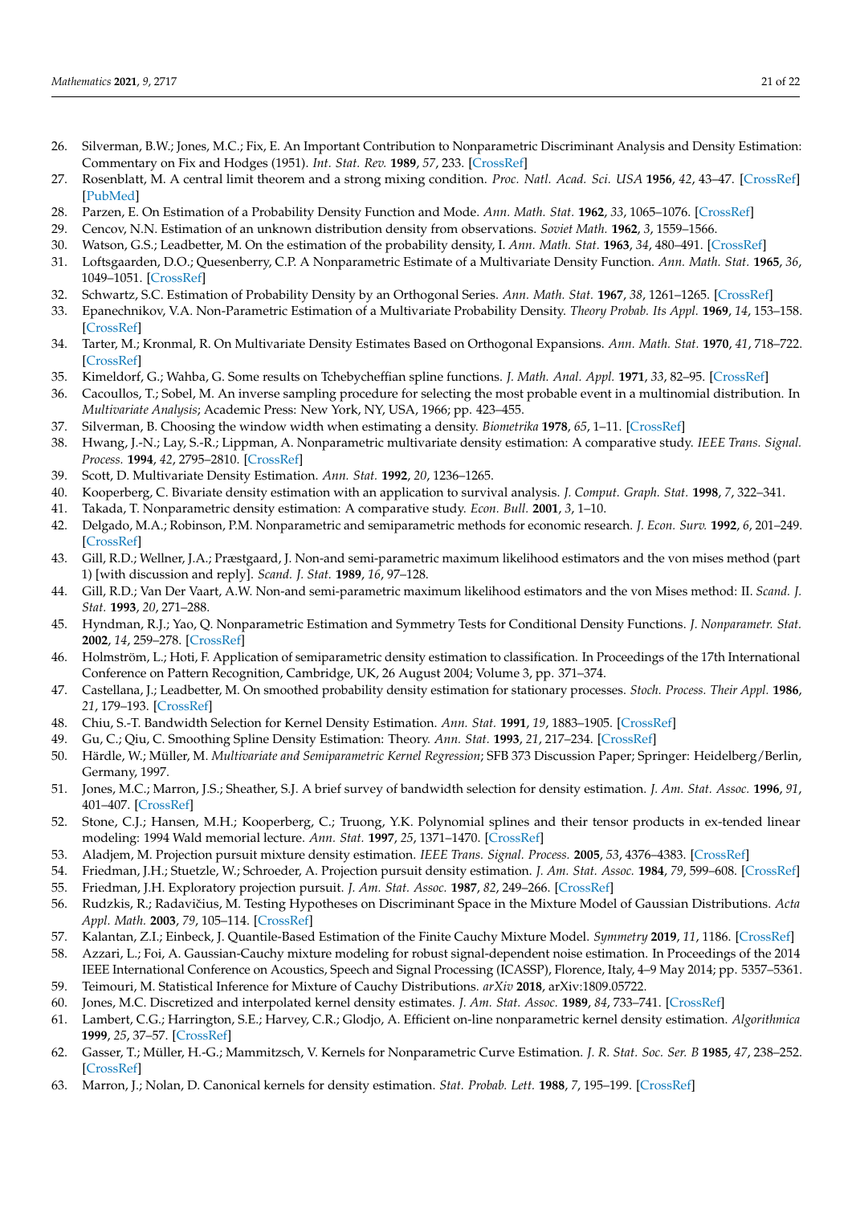26. Silverman, B.W.; Jones, M.C.; Fix, E. An Important Contribution to Nonparametric Discriminant Analysis and Density Estimation: Commentary on Fix and Hodges (1951). *Int. Stat. Rev.* **1989**, *57*, 233. [CrossRef]
27. Rosenblatt, M. A central limit theorem and a strong mixing condition. *Proc. Natl. Acad. Sci. USA* **1956**, *42*, 43–47. [CrossRef] [PubMed]
28. Parzen, E. On Estimation of a Probability Density Function and Mode. *Ann. Math. Stat.* **1962**, *33*, 1065–1076. [CrossRef]
29. Cencov, N.N. Estimation of an unknown distribution density from observations. *Soviet Math.* **1962**, *3*, 1559–1566.
30. Watson, G.S.; Leadbetter, M. On the estimation of the probability density, I. *Ann. Math. Stat.* **1963**, *34*, 480–491. [CrossRef]
31. Loftsgaarden, D.O.; Quesenberry, C.P. A Nonparametric Estimate of a Multivariate Density Function. *Ann. Math. Stat.* **1965**, *36*, 1049–1051. [CrossRef]
32. Schwartz, S.C. Estimation of Probability Density by an Orthogonal Series. *Ann. Math. Stat.* **1967**, *38*, 1261–1265. [CrossRef]
33. Epanechnikov, V.A. Non-Parametric Estimation of a Multivariate Probability Density. *Theory Probab. Its Appl.* **1969**, *14*, 153–158. [CrossRef]
34. Tarter, M.; Kronmal, R. On Multivariate Density Estimates Based on Orthogonal Expansions. *Ann. Math. Stat.* **1970**, *41*, 718–722. [CrossRef]
35. Kimeldorf, G.; Wahba, G. Some results on Tchebycheffian spline functions. *J. Math. Anal. Appl.* **1971**, *33*, 82–95. [CrossRef]
36. Cacoullos, T.; Sobel, M. An inverse sampling procedure for selecting the most probable event in a multinomial distribution. In *Multivariate Analysis*; Academic Press: New York, NY, USA, 1966; pp. 423–455.
37. Silverman, B. Choosing the window width when estimating a density. *Biometrika* **1978**, *65*, 1–11. [CrossRef]
38. Hwang, J.-N.; Lay, S.-R.; Lippman, A. Nonparametric multivariate density estimation: A comparative study. *IEEE Trans. Signal. Process.* **1994**, *42*, 2795–2810. [CrossRef]
39. Scott, D. Multivariate Density Estimation. *Ann. Stat.* **1992**, *20*, 1236–1265.
40. Kooperberg, C. Bivariate density estimation with an application to survival analysis. *J. Comput. Graph. Stat.* **1998**, *7*, 322–341.
41. Takada, T. Nonparametric density estimation: A comparative study. *Econ. Bull.* **2001**, *3*, 1–10.
42. Delgado, M.A.; Robinson, P.M. Nonparametric and semiparametric methods for economic research. *J. Econ. Surv.* **1992**, *6*, 201–249. [CrossRef]
43. Gill, R.D.; Wellner, J.A.; Præstgaard, J. Non-and semi-parametric maximum likelihood estimators and the von mises method (part 1) [with discussion and reply]. *Scand. J. Stat.* **1989**, *16*, 97–128.
44. Gill, R.D.; Van Der Vaart, A.W. Non-and semi-parametric maximum likelihood estimators and the von Mises method: II. *Scand. J. Stat.* **1993**, *20*, 271–288.
45. Hyndman, R.J.; Yao, Q. Nonparametric Estimation and Symmetry Tests for Conditional Density Functions. *J. Nonparametr. Stat.* **2002**, *14*, 259–278. [CrossRef]
46. Holmström, L.; Hoti, F. Application of semiparametric density estimation to classification. In Proceedings of the 17th International Conference on Pattern Recognition, Cambridge, UK, 26 August 2004; Volume 3, pp. 371–374.
47. Castellana, J.; Leadbetter, M. On smoothed probability density estimation for stationary processes. *Stoch. Process. Their Appl.* **1986**, *21*, 179–193. [CrossRef]
48. Chiu, S.-T. Bandwidth Selection for Kernel Density Estimation. *Ann. Stat.* **1991**, *19*, 1883–1905. [CrossRef]
49. Gu, C.; Qiu, C. Smoothing Spline Density Estimation: Theory. *Ann. Stat.* **1993**, *21*, 217–234. [CrossRef]
50. Härdle, W.; Müller, M. *Multivariate and Semiparametric Kernel Regression*; SFB 373 Discussion Paper; Springer: Heidelberg/Berlin, Germany, 1997.
51. Jones, M.C.; Marron, J.S.; Sheather, S.J. A brief survey of bandwidth selection for density estimation. *J. Am. Stat. Assoc.* **1996**, *91*, 401–407. [CrossRef]
52. Stone, C.J.; Hansen, M.H.; Kooperberg, C.; Truong, Y.K. Polynomial splines and their tensor products in ex-tended linear modeling: 1994 Wald memorial lecture. *Ann. Stat.* **1997**, *25*, 1371–1470. [CrossRef]
53. Aladjem, M. Projection pursuit mixture density estimation. *IEEE Trans. Signal. Process.* **2005**, *53*, 4376–4383. [CrossRef]
54. Friedman, J.H.; Stuetzle, W.; Schroeder, A. Projection pursuit density estimation. *J. Am. Stat. Assoc.* **1984**, *79*, 599–608. [CrossRef]
55. Friedman, J.H. Exploratory projection pursuit. *J. Am. Stat. Assoc.* **1987**, *82*, 249–266. [CrossRef]
56. Rudzkis, R.; Radavičius, M. Testing Hypotheses on Discriminant Space in the Mixture Model of Gaussian Distributions. *Acta Appl. Math.* **2003**, *79*, 105–114. [CrossRef]
57. Kalantan, Z.I.; Einbeck, J. Quantile-Based Estimation of the Finite Cauchy Mixture Model. *Symmetry* **2019**, *11*, 1186. [CrossRef]
58. Azzari, L.; Foi, A. Gaussian-Cauchy mixture modeling for robust signal-dependent noise estimation. In Proceedings of the 2014 IEEE International Conference on Acoustics, Speech and Signal Processing (ICASSP), Florence, Italy, 4–9 May 2014; pp. 5357–5361.
59. Teimouri, M. Statistical Inference for Mixture of Cauchy Distributions. *arXiv* **2018**, arXiv:1809.05722.
60. Jones, M.C. Discretized and interpolated kernel density estimates. *J. Am. Stat. Assoc.* **1989**, *84*, 733–741. [CrossRef]
61. Lambert, C.G.; Harrington, S.E.; Harvey, C.R.; Glodjo, A. Efficient on-line nonparametric kernel density estimation. *Algorithmica* **1999**, *25*, 37–57. [CrossRef]
62. Gasser, T.; Müller, H.-G.; Mammitzsch, V. Kernels for Nonparametric Curve Estimation. *J. R. Stat. Soc. Ser. B* **1985**, *47*, 238–252. [CrossRef]
63. Marron, J.; Nolan, D. Canonical kernels for density estimation. *Stat. Probab. Lett.* **1988**, *7*, 195–199. [CrossRef]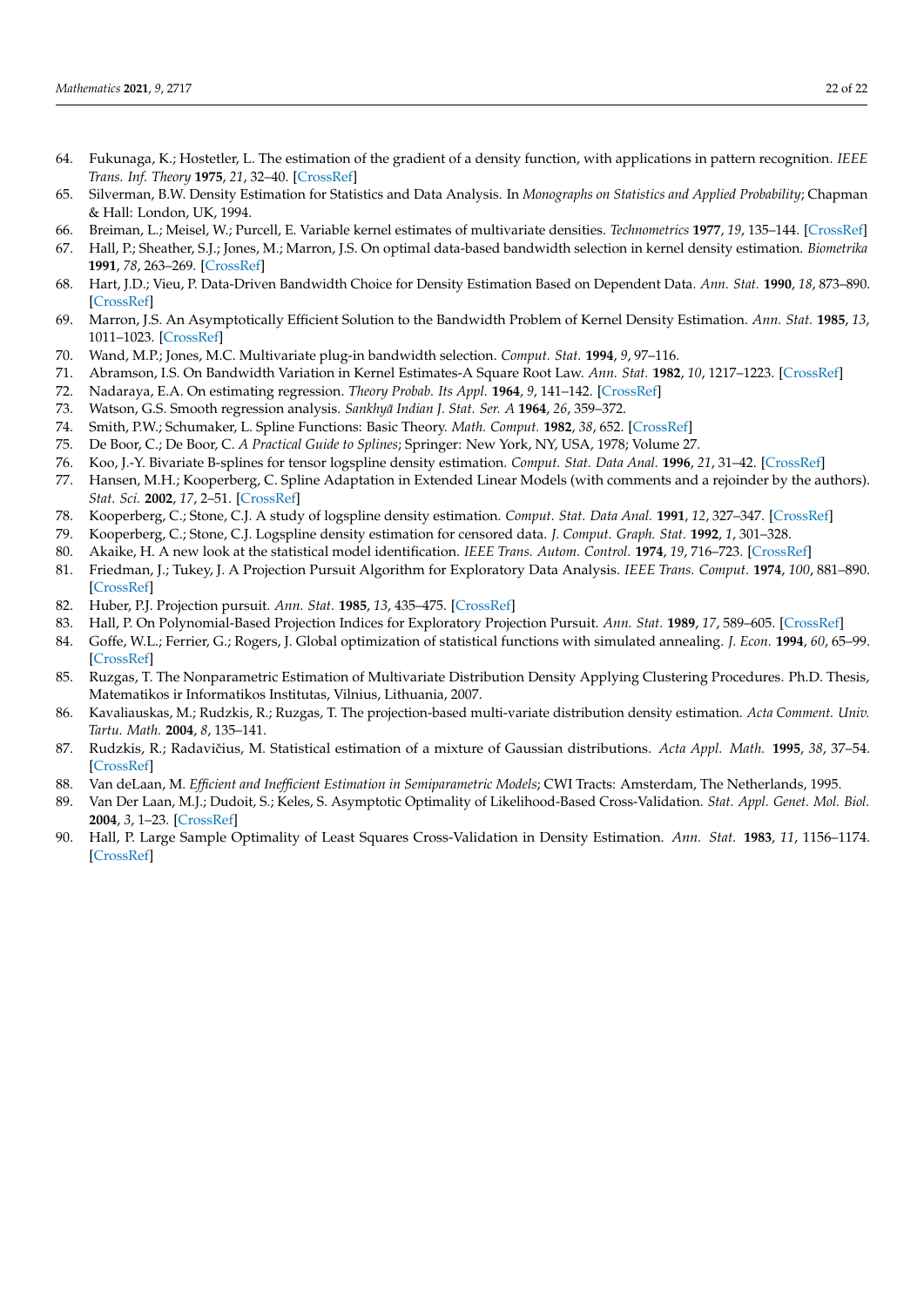64. Fukunaga, K.; Hostetler, L. The estimation of the gradient of a density function, with applications in pattern recognition. *IEEE Trans. Inf. Theory* **1975**, *21*, 32–40. [CrossRef]
65. Silverman, B.W. Density Estimation for Statistics and Data Analysis. In *Monographs on Statistics and Applied Probability*; Chapman & Hall: London, UK, 1994.
66. Breiman, L.; Meisel, W.; Purcell, E. Variable kernel estimates of multivariate densities. *Technometrics* **1977**, *19*, 135–144. [CrossRef]
67. Hall, P.; Sheather, S.J.; Jones, M.; Marron, J.S. On optimal data-based bandwidth selection in kernel density estimation. *Biometrika* **1991**, *78*, 263–269. [CrossRef]
68. Hart, J.D.; Vieu, P. Data-Driven Bandwidth Choice for Density Estimation Based on Dependent Data. *Ann. Stat.* **1990**, *18*, 873–890. [CrossRef]
69. Marron, J.S. An Asymptotically Efficient Solution to the Bandwidth Problem of Kernel Density Estimation. *Ann. Stat.* **1985**, *13*, 1011–1023. [CrossRef]
70. Wand, M.P.; Jones, M.C. Multivariate plug-in bandwidth selection. *Comput. Stat.* **1994**, *9*, 97–116.
71. Abramson, I.S. On Bandwidth Variation in Kernel Estimates-A Square Root Law. *Ann. Stat.* **1982**, *10*, 1217–1223. [CrossRef]
72. Nadaraya, E.A. On estimating regression. *Theory Probab. Its Appl.* **1964**, *9*, 141–142. [CrossRef]
73. Watson, G.S. Smooth regression analysis. *Sankhyā Indian J. Stat. Ser. A* **1964**, *26*, 359–372.
74. Smith, P.W.; Schumaker, L. Spline Functions: Basic Theory. *Math. Comput.* **1982**, *38*, 652. [CrossRef]
75. De Boor, C.; De Boor, C. *A Practical Guide to Splines*; Springer: New York, NY, USA, 1978; Volume 27.
76. Koo, J.-Y. Bivariate B-splines for tensor logspline density estimation. *Comput. Stat. Data Anal.* **1996**, *21*, 31–42. [CrossRef]
77. Hansen, M.H.; Kooperberg, C. Spline Adaptation in Extended Linear Models (with comments and a rejoinder by the authors). *Stat. Sci.* **2002**, *17*, 2–51. [CrossRef]
78. Kooperberg, C.; Stone, C.J. A study of logspline density estimation. *Comput. Stat. Data Anal.* **1991**, *12*, 327–347. [CrossRef]
79. Kooperberg, C.; Stone, C.J. Logspline density estimation for censored data. *J. Comput. Graph. Stat.* **1992**, *1*, 301–328.
80. Akaike, H. A new look at the statistical model identification. *IEEE Trans. Autom. Control.* **1974**, *19*, 716–723. [CrossRef]
81. Friedman, J.; Tukey, J. A Projection Pursuit Algorithm for Exploratory Data Analysis. *IEEE Trans. Comput.* **1974**, *100*, 881–890. [CrossRef]
82. Huber, P.J. Projection pursuit. *Ann. Stat.* **1985**, *13*, 435–475. [CrossRef]
83. Hall, P. On Polynomial-Based Projection Indices for Exploratory Projection Pursuit. *Ann. Stat.* **1989**, *17*, 589–605. [CrossRef]
84. Goffe, W.L.; Ferrier, G.; Rogers, J. Global optimization of statistical functions with simulated annealing. *J. Econ.* **1994**, *60*, 65–99. [CrossRef]
85. Ruzgas, T. The Nonparametric Estimation of Multivariate Distribution Density Applying Clustering Procedures. Ph.D. Thesis, Matematikos ir Informatikos Institutas, Vilnius, Lithuania, 2007.
86. Kavaliauskas, M.; Rudzkis, R.; Ruzgas, T. The projection-based multi-variate distribution density estimation. *Acta Comment. Univ. Tartu. Math.* **2004**, *8*, 135–141.
87. Rudzkis, R.; Radavičius, M. Statistical estimation of a mixture of Gaussian distributions. *Acta Appl. Math.* **1995**, *38*, 37–54. [CrossRef]
88. Van deLaan, M. *Efficient and Inefficient Estimation in Semiparametric Models*; CWI Tracts: Amsterdam, The Netherlands, 1995.
89. Van Der Laan, M.J.; Dudoit, S.; Keles, S. Asymptotic Optimality of Likelihood-Based Cross-Validation. *Stat. Appl. Genet. Mol. Biol.* **2004**, *3*, 1–23. [CrossRef]
90. Hall, P. Large Sample Optimality of Least Squares Cross-Validation in Density Estimation. *Ann. Stat.* **1983**, *11*, 1156–1174. [CrossRef]